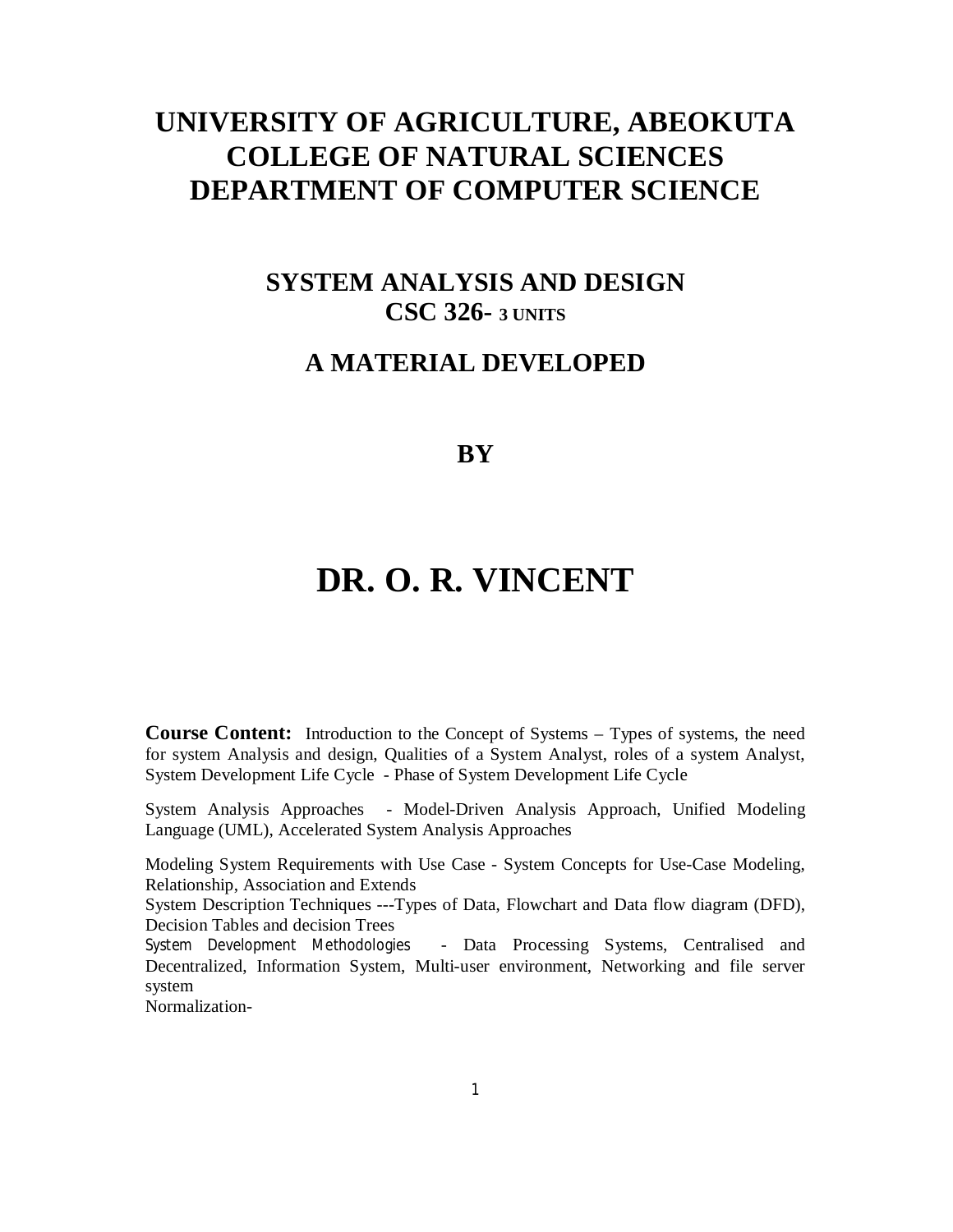# UNIVERSITY OF AGRICULTURE, ABEOKUTA
# COLLEGE OF NATURAL SCIENCES
# DEPARTMENT OF COMPUTER SCIENCE

## SYSTEM ANALYSIS AND DESIGN
## CSC 326- 3 UNITS

## A MATERIAL DEVELOPED

## BY

# DR. O. R. VINCENT

**Course Content:** Introduction to the Concept of Systems – Types of systems, the need for system Analysis and design, Qualities of a System Analyst, roles of a system Analyst, System Development Life Cycle - Phase of System Development Life Cycle

System Analysis Approaches - Model-Driven Analysis Approach, Unified Modeling Language (UML), Accelerated System Analysis Approaches

Modeling System Requirements with Use Case - System Concepts for Use-Case Modeling, Relationship, Association and Extends
System Description Techniques ---Types of Data, Flowchart and Data flow diagram (DFD), Decision Tables and decision Trees
System Development Methodologies - Data Processing Systems, Centralised and Decentralized, Information System, Multi-user environment, Networking and file server system
Normalization-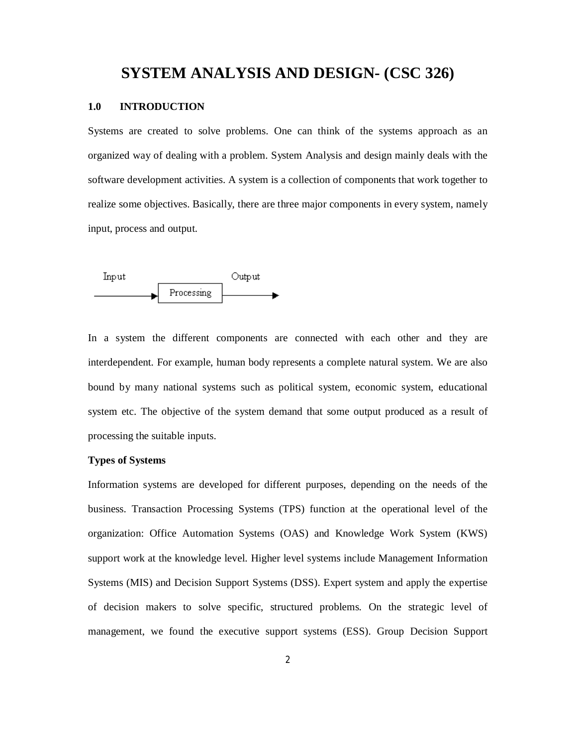# SYSTEM ANALYSIS AND DESIGN- (CSC 326)

## 1.0 INTRODUCTION

Systems are created to solve problems. One can think of the systems approach as an organized way of dealing with a problem. System Analysis and design mainly deals with the software development activities. A system is a collection of components that work together to realize some objectives. Basically, there are three major components in every system, namely input, process and output.

Input → Processing → Output

In a system the different components are connected with each other and they are interdependent. For example, human body represents a complete natural system. We are also bound by many national systems such as political system, economic system, educational system etc. The objective of the system demand that some output produced as a result of processing the suitable inputs.

**Types of Systems**

Information systems are developed for different purposes, depending on the needs of the business. Transaction Processing Systems (TPS) function at the operational level of the organization: Office Automation Systems (OAS) and Knowledge Work System (KWS) support work at the knowledge level. Higher level systems include Management Information Systems (MIS) and Decision Support Systems (DSS). Expert system and apply the expertise of decision makers to solve specific, structured problems. On the strategic level of management, we found the executive support systems (ESS). Group Decision Support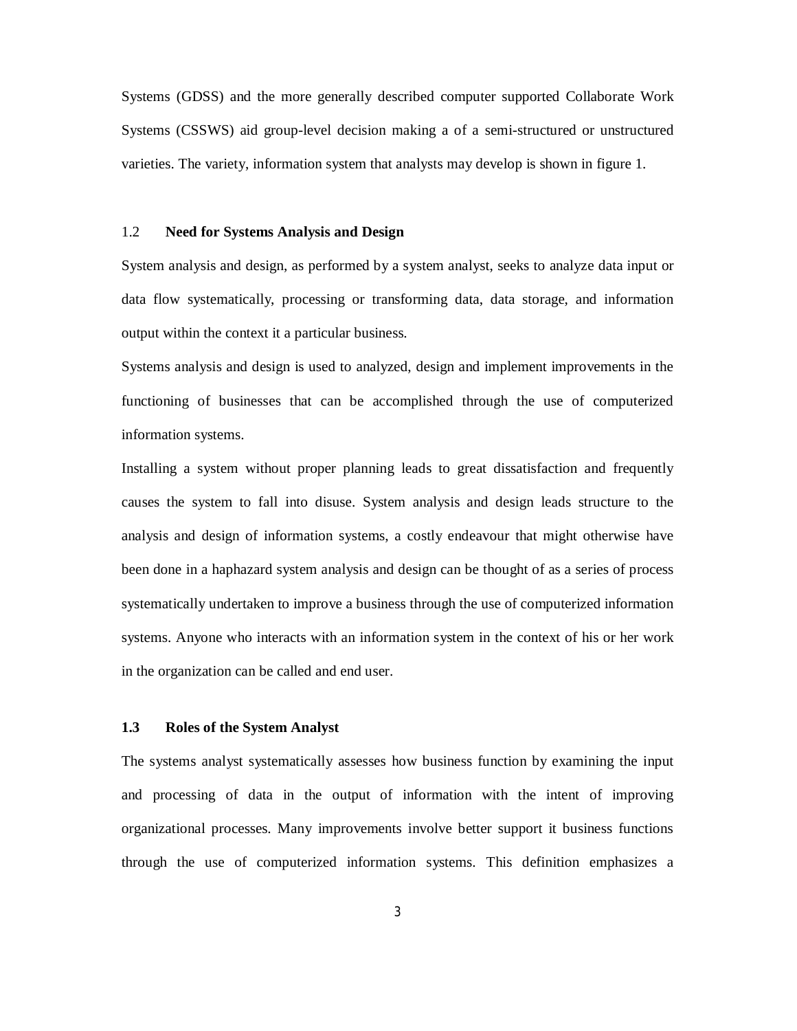Systems (GDSS) and the more generally described computer supported Collaborate Work Systems (CSSWS) aid group-level decision making a of a semi-structured or unstructured varieties. The variety, information system that analysts may develop is shown in figure 1.

## 1.2 Need for Systems Analysis and Design

System analysis and design, as performed by a system analyst, seeks to analyze data input or data flow systematically, processing or transforming data, data storage, and information output within the context it a particular business.

Systems analysis and design is used to analyzed, design and implement improvements in the functioning of businesses that can be accomplished through the use of computerized information systems.

Installing a system without proper planning leads to great dissatisfaction and frequently causes the system to fall into disuse. System analysis and design leads structure to the analysis and design of information systems, a costly endeavour that might otherwise have been done in a haphazard system analysis and design can be thought of as a series of process systematically undertaken to improve a business through the use of computerized information systems. Anyone who interacts with an information system in the context of his or her work in the organization can be called and end user.

## 1.3 Roles of the System Analyst

The systems analyst systematically assesses how business function by examining the input and processing of data in the output of information with the intent of improving organizational processes. Many improvements involve better support it business functions through the use of computerized information systems. This definition emphasizes a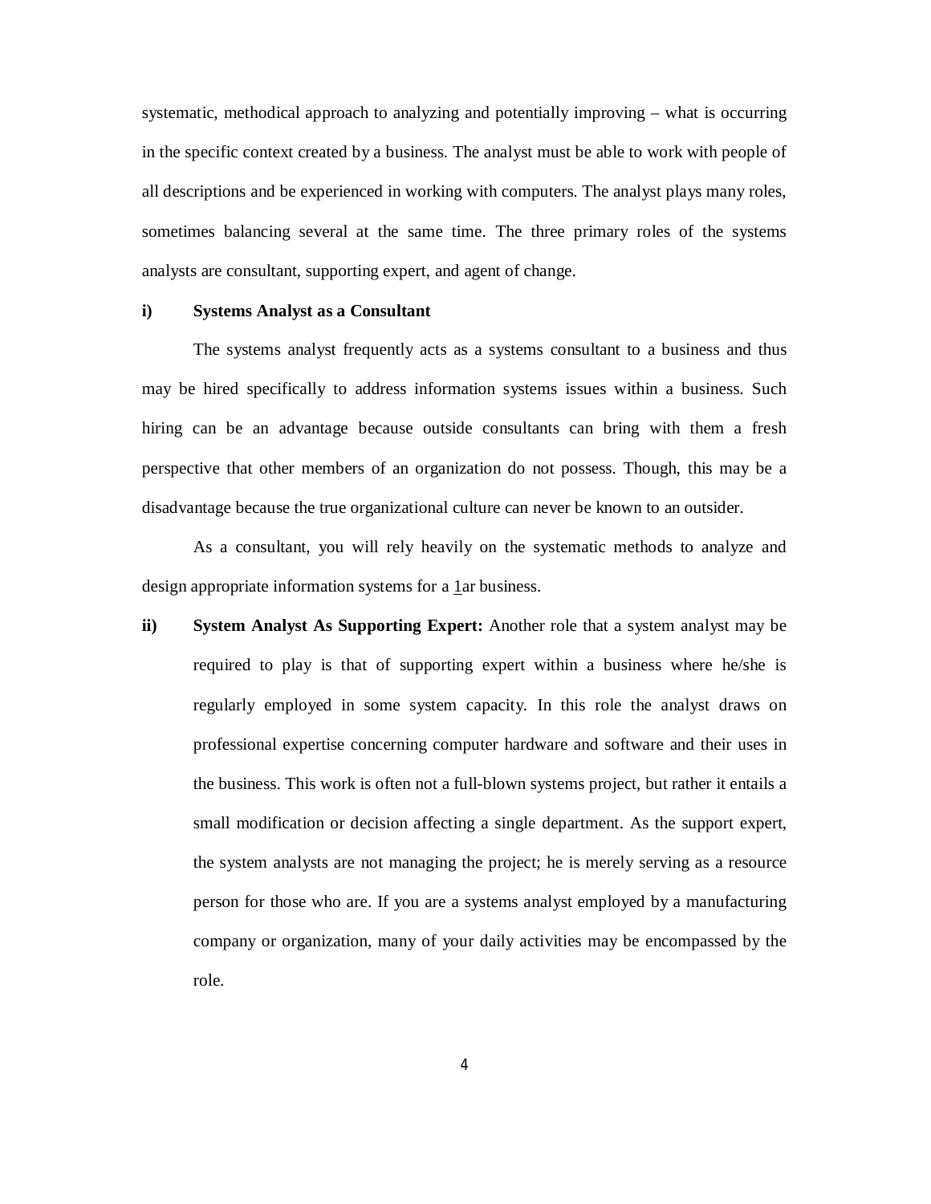systematic, methodical approach to analyzing and potentially improving – what is occurring in the specific context created by a business. The analyst must be able to work with people of all descriptions and be experienced in working with computers. The analyst plays many roles, sometimes balancing several at the same time. The three primary roles of the systems analysts are consultant, supporting expert, and agent of change.

**i) Systems Analyst as a Consultant**

The systems analyst frequently acts as a systems consultant to a business and thus may be hired specifically to address information systems issues within a business. Such hiring can be an advantage because outside consultants can bring with them a fresh perspective that other members of an organization do not possess. Though, this may be a disadvantage because the true organizational culture can never be known to an outsider.

As a consultant, you will rely heavily on the systematic methods to analyze and design appropriate information systems for a 1ar business.

**ii) System Analyst As Supporting Expert:** Another role that a system analyst may be required to play is that of supporting expert within a business where he/she is regularly employed in some system capacity. In this role the analyst draws on professional expertise concerning computer hardware and software and their uses in the business. This work is often not a full-blown systems project, but rather it entails a small modification or decision affecting a single department. As the support expert, the system analysts are not managing the project; he is merely serving as a resource person for those who are. If you are a systems analyst employed by a manufacturing company or organization, many of your daily activities may be encompassed by the role.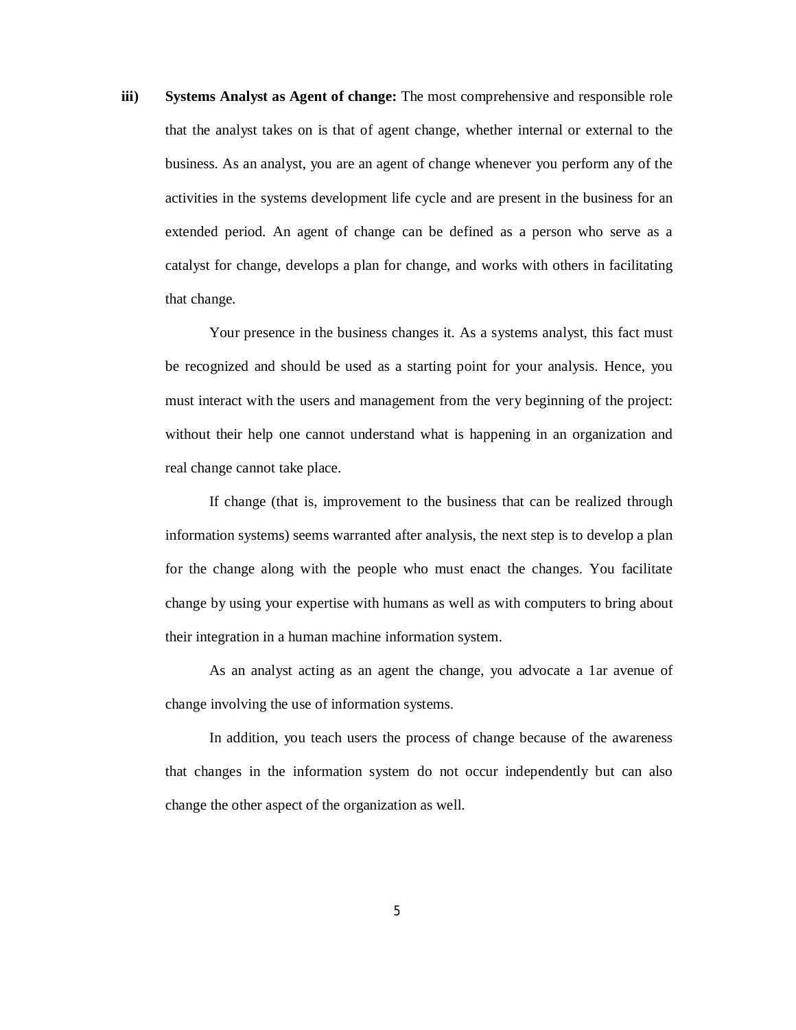**iii) Systems Analyst as Agent of change:** The most comprehensive and responsible role that the analyst takes on is that of agent change, whether internal or external to the business. As an analyst, you are an agent of change whenever you perform any of the activities in the systems development life cycle and are present in the business for an extended period. An agent of change can be defined as a person who serve as a catalyst for change, develops a plan for change, and works with others in facilitating that change.

Your presence in the business changes it. As a systems analyst, this fact must be recognized and should be used as a starting point for your analysis. Hence, you must interact with the users and management from the very beginning of the project: without their help one cannot understand what is happening in an organization and real change cannot take place.

If change (that is, improvement to the business that can be realized through information systems) seems warranted after analysis, the next step is to develop a plan for the change along with the people who must enact the changes. You facilitate change by using your expertise with humans as well as with computers to bring about their integration in a human machine information system.

As an analyst acting as an agent the change, you advocate a 1ar avenue of change involving the use of information systems.

In addition, you teach users the process of change because of the awareness that changes in the information system do not occur independently but can also change the other aspect of the organization as well.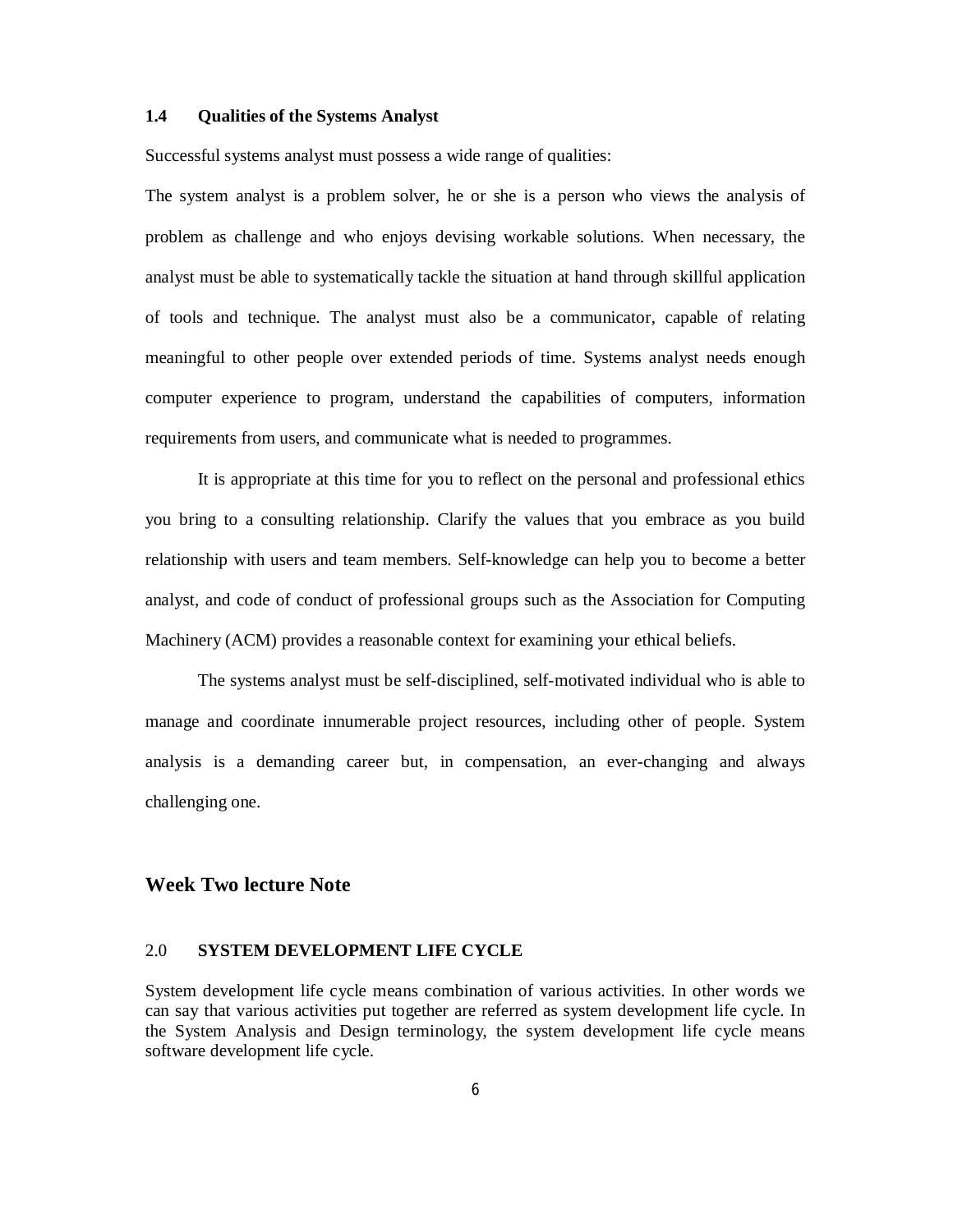### 1.4 Qualities of the Systems Analyst

Successful systems analyst must possess a wide range of qualities:

The system analyst is a problem solver, he or she is a person who views the analysis of problem as challenge and who enjoys devising workable solutions. When necessary, the analyst must be able to systematically tackle the situation at hand through skillful application of tools and technique. The analyst must also be a communicator, capable of relating meaningful to other people over extended periods of time. Systems analyst needs enough computer experience to program, understand the capabilities of computers, information requirements from users, and communicate what is needed to programmes.

It is appropriate at this time for you to reflect on the personal and professional ethics you bring to a consulting relationship. Clarify the values that you embrace as you build relationship with users and team members. Self-knowledge can help you to become a better analyst, and code of conduct of professional groups such as the Association for Computing Machinery (ACM) provides a reasonable context for examining your ethical beliefs.

The systems analyst must be self-disciplined, self-motivated individual who is able to manage and coordinate innumerable project resources, including other of people. System analysis is a demanding career but, in compensation, an ever-changing and always challenging one.

## Week Two lecture Note

### 2.0 SYSTEM DEVELOPMENT LIFE CYCLE

System development life cycle means combination of various activities. In other words we can say that various activities put together are referred as system development life cycle. In the System Analysis and Design terminology, the system development life cycle means software development life cycle.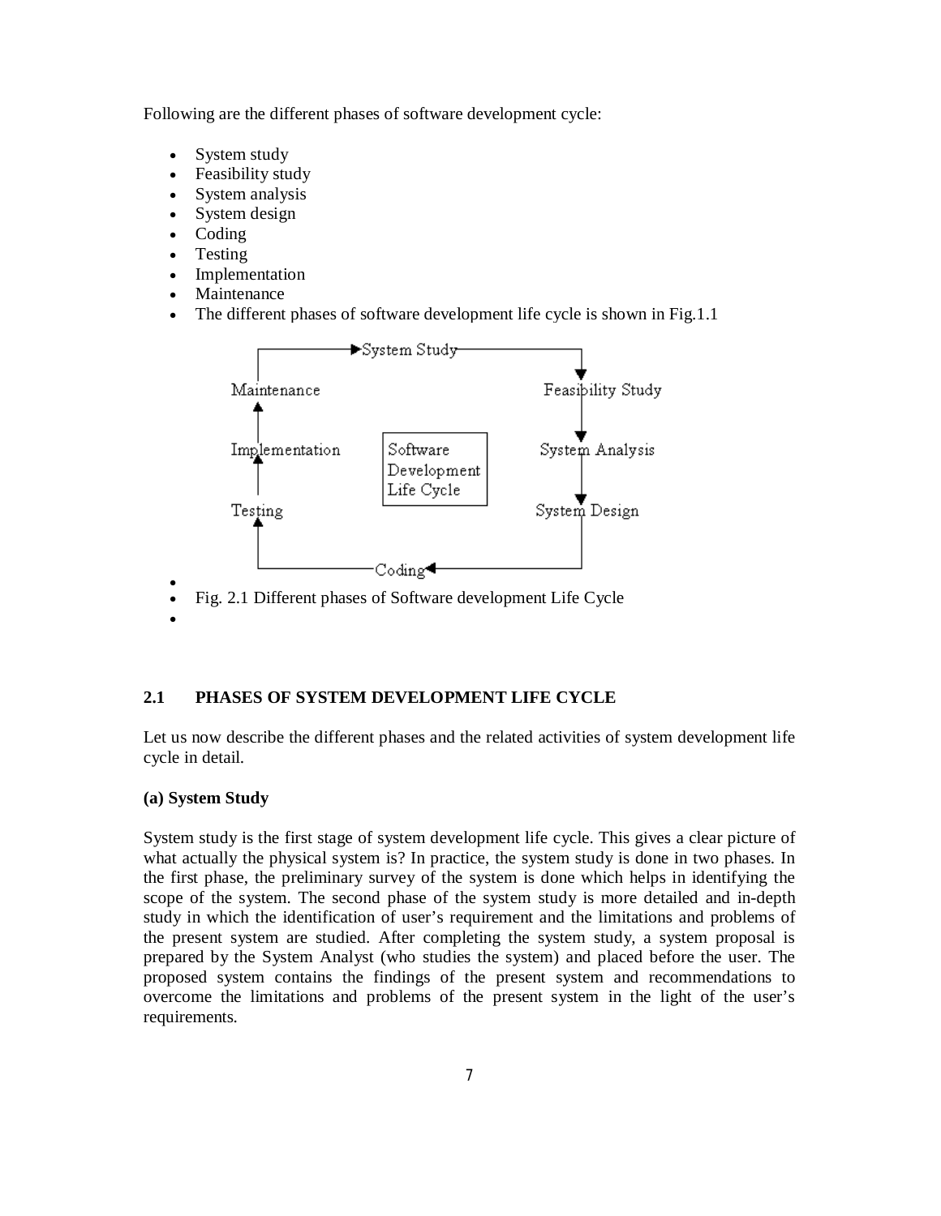Following are the different phases of software development cycle:

- System study
- Feasibility study
- System analysis
- System design
- Coding
- Testing
- Implementation
- Maintenance
- The different phases of software development life cycle is shown in Fig.1.1

- Fig. 2.1 Different phases of Software development Life Cycle

## 2.1 PHASES OF SYSTEM DEVELOPMENT LIFE CYCLE

Let us now describe the different phases and the related activities of system development life cycle in detail.

**(a) System Study**

System study is the first stage of system development life cycle. This gives a clear picture of what actually the physical system is? In practice, the system study is done in two phases. In the first phase, the preliminary survey of the system is done which helps in identifying the scope of the system. The second phase of the system study is more detailed and in-depth study in which the identification of user's requirement and the limitations and problems of the present system are studied. After completing the system study, a system proposal is prepared by the System Analyst (who studies the system) and placed before the user. The proposed system contains the findings of the present system and recommendations to overcome the limitations and problems of the present system in the light of the user's requirements.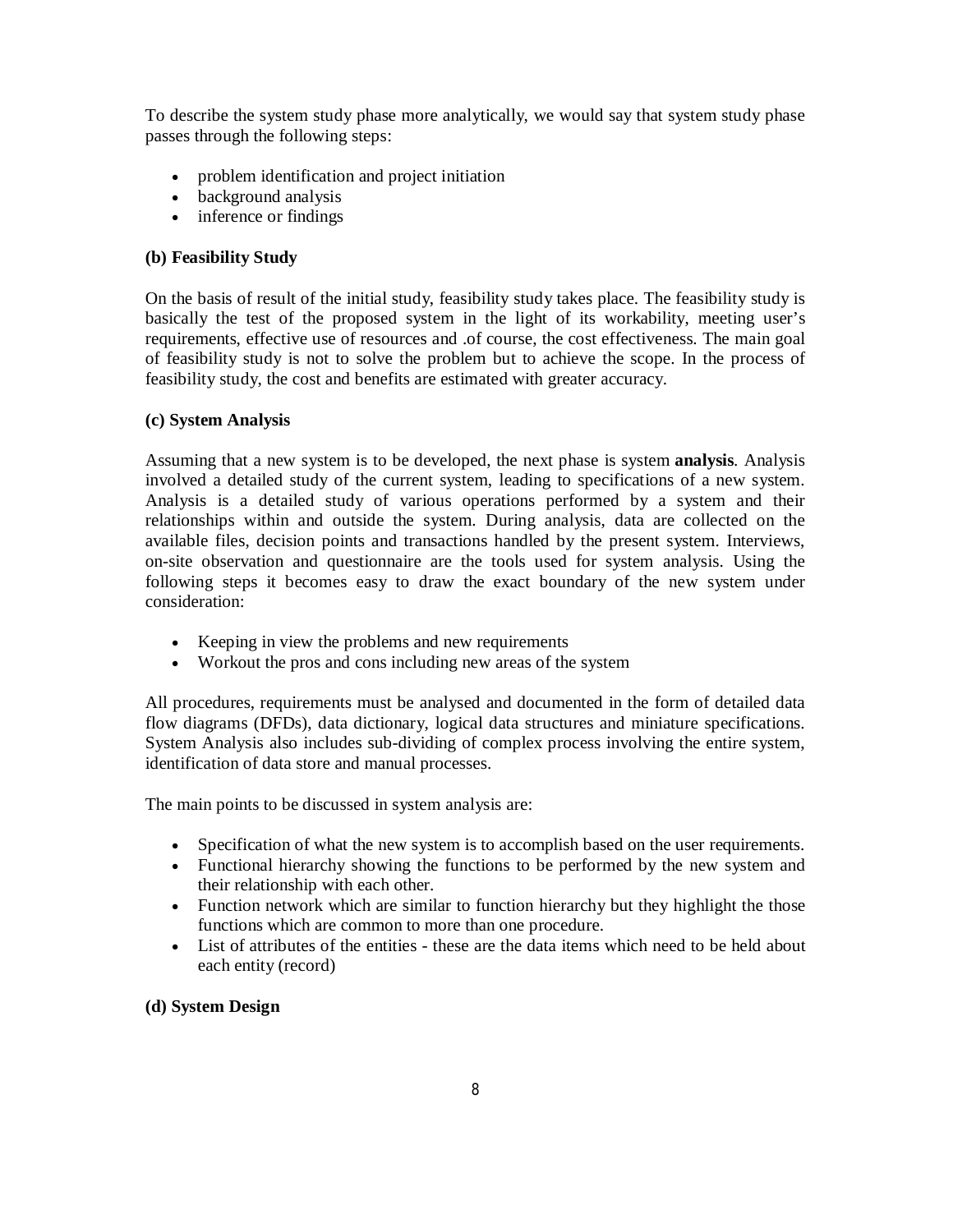To describe the system study phase more analytically, we would say that system study phase passes through the following steps:

- problem identification and project initiation
- background analysis
- inference or findings

**(b) Feasibility Study**

On the basis of result of the initial study, feasibility study takes place. The feasibility study is basically the test of the proposed system in the light of its workability, meeting user's requirements, effective use of resources and .of course, the cost effectiveness. The main goal of feasibility study is not to solve the problem but to achieve the scope. In the process of feasibility study, the cost and benefits are estimated with greater accuracy.

**(c) System Analysis**

Assuming that a new system is to be developed, the next phase is system **analysis**. Analysis involved a detailed study of the current system, leading to specifications of a new system. Analysis is a detailed study of various operations performed by a system and their relationships within and outside the system. During analysis, data are collected on the available files, decision points and transactions handled by the present system. Interviews, on-site observation and questionnaire are the tools used for system analysis. Using the following steps it becomes easy to draw the exact boundary of the new system under consideration:

- Keeping in view the problems and new requirements
- Workout the pros and cons including new areas of the system

All procedures, requirements must be analysed and documented in the form of detailed data flow diagrams (DFDs), data dictionary, logical data structures and miniature specifications. System Analysis also includes sub-dividing of complex process involving the entire system, identification of data store and manual processes.

The main points to be discussed in system analysis are:

- Specification of what the new system is to accomplish based on the user requirements.
- Functional hierarchy showing the functions to be performed by the new system and their relationship with each other.
- Function network which are similar to function hierarchy but they highlight the those functions which are common to more than one procedure.
- List of attributes of the entities - these are the data items which need to be held about each entity (record)

**(d) System Design**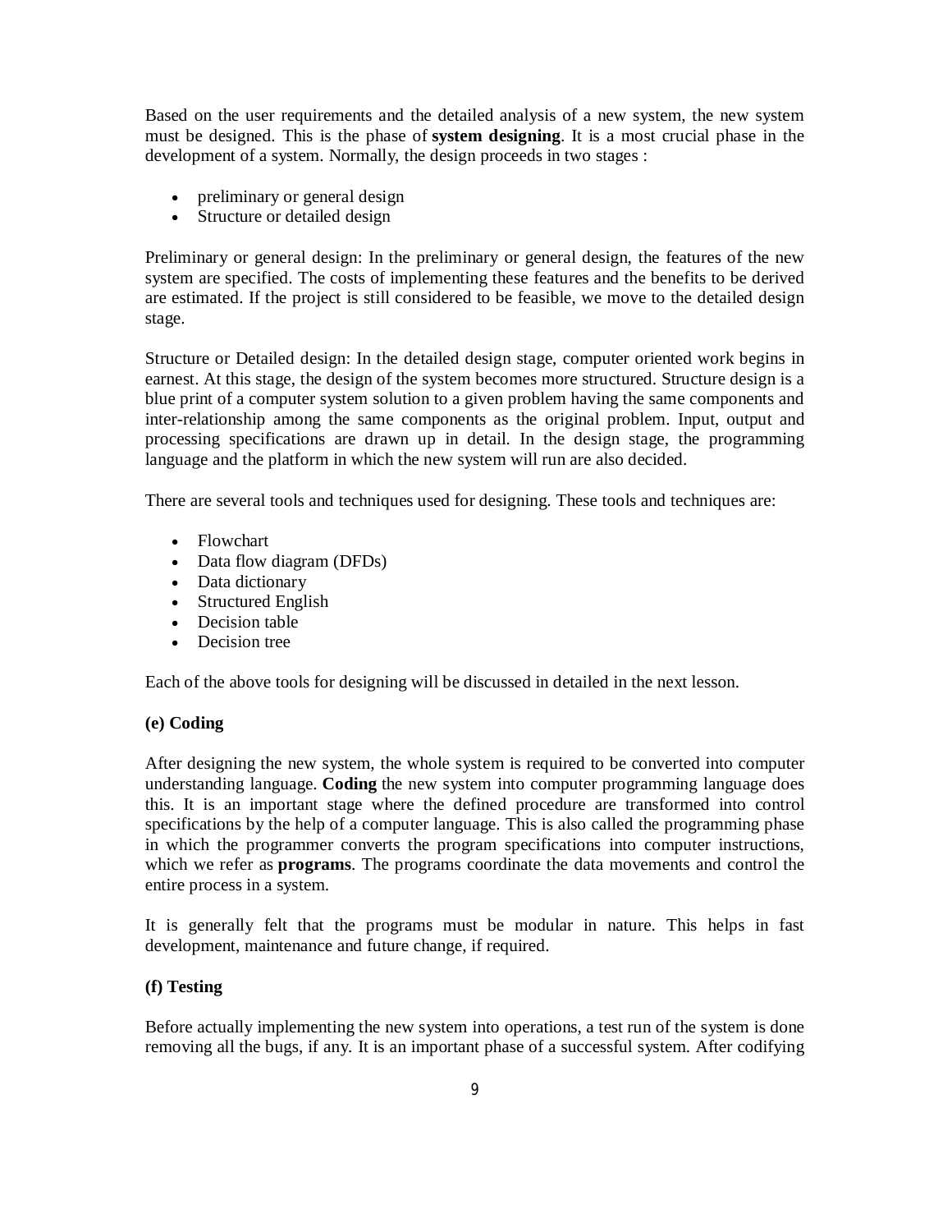Based on the user requirements and the detailed analysis of a new system, the new system must be designed. This is the phase of **system designing**. It is a most crucial phase in the development of a system. Normally, the design proceeds in two stages :

- preliminary or general design
- Structure or detailed design

Preliminary or general design: In the preliminary or general design, the features of the new system are specified. The costs of implementing these features and the benefits to be derived are estimated. If the project is still considered to be feasible, we move to the detailed design stage.

Structure or Detailed design: In the detailed design stage, computer oriented work begins in earnest. At this stage, the design of the system becomes more structured. Structure design is a blue print of a computer system solution to a given problem having the same components and inter-relationship among the same components as the original problem. Input, output and processing specifications are drawn up in detail. In the design stage, the programming language and the platform in which the new system will run are also decided.

There are several tools and techniques used for designing. These tools and techniques are:

- Flowchart
- Data flow diagram (DFDs)
- Data dictionary
- Structured English
- Decision table
- Decision tree

Each of the above tools for designing will be discussed in detailed in the next lesson.

**(e) Coding**

After designing the new system, the whole system is required to be converted into computer understanding language. **Coding** the new system into computer programming language does this. It is an important stage where the defined procedure are transformed into control specifications by the help of a computer language. This is also called the programming phase in which the programmer converts the program specifications into computer instructions, which we refer as **programs**. The programs coordinate the data movements and control the entire process in a system.

It is generally felt that the programs must be modular in nature. This helps in fast development, maintenance and future change, if required.

**(f) Testing**

Before actually implementing the new system into operations, a test run of the system is done removing all the bugs, if any. It is an important phase of a successful system. After codifying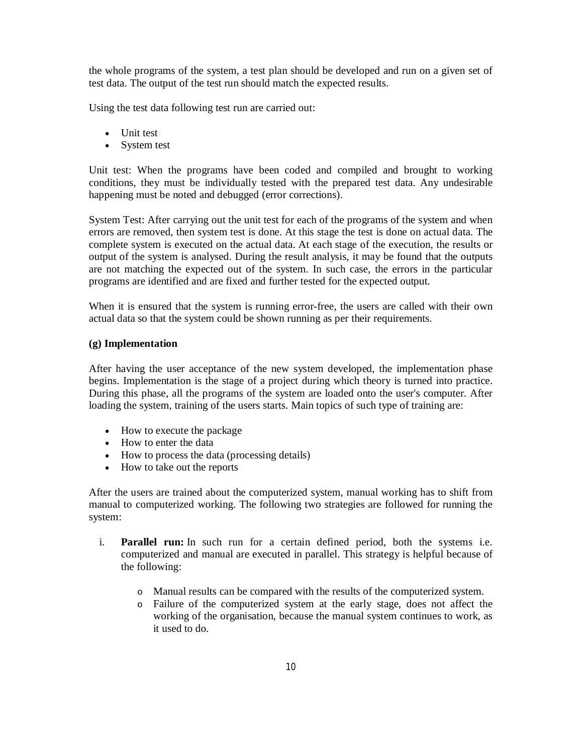the whole programs of the system, a test plan should be developed and run on a given set of test data. The output of the test run should match the expected results.

Using the test data following test run are carried out:

- Unit test
- System test

Unit test: When the programs have been coded and compiled and brought to working conditions, they must be individually tested with the prepared test data. Any undesirable happening must be noted and debugged (error corrections).

System Test: After carrying out the unit test for each of the programs of the system and when errors are removed, then system test is done. At this stage the test is done on actual data. The complete system is executed on the actual data. At each stage of the execution, the results or output of the system is analysed. During the result analysis, it may be found that the outputs are not matching the expected out of the system. In such case, the errors in the particular programs are identified and are fixed and further tested for the expected output.

When it is ensured that the system is running error-free, the users are called with their own actual data so that the system could be shown running as per their requirements.

**(g) Implementation**

After having the user acceptance of the new system developed, the implementation phase begins. Implementation is the stage of a project during which theory is turned into practice. During this phase, all the programs of the system are loaded onto the user's computer. After loading the system, training of the users starts. Main topics of such type of training are:

- How to execute the package
- How to enter the data
- How to process the data (processing details)
- How to take out the reports

After the users are trained about the computerized system, manual working has to shift from manual to computerized working. The following two strategies are followed for running the system:

i. **Parallel run:** In such run for a certain defined period, both the systems i.e. computerized and manual are executed in parallel. This strategy is helpful because of the following:

   - Manual results can be compared with the results of the computerized system.
   - Failure of the computerized system at the early stage, does not affect the working of the organisation, because the manual system continues to work, as it used to do.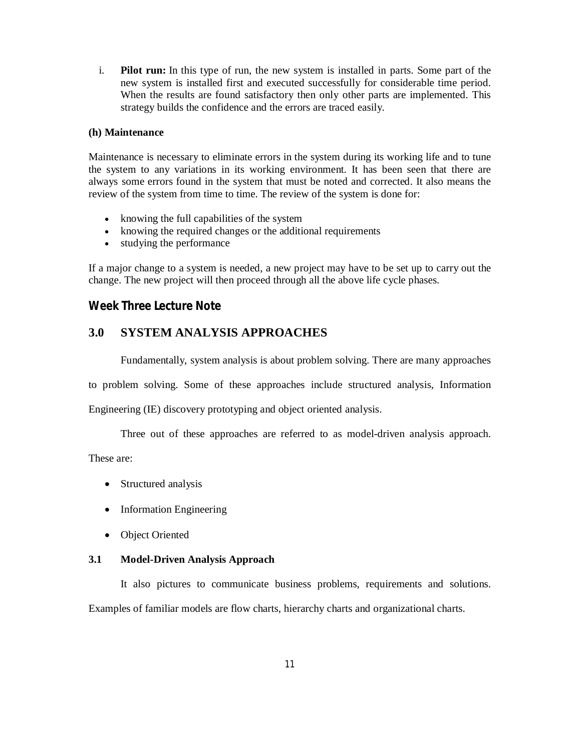i. **Pilot run:** In this type of run, the new system is installed in parts. Some part of the new system is installed first and executed successfully for considerable time period. When the results are found satisfactory then only other parts are implemented. This strategy builds the confidence and the errors are traced easily.

**(h) Maintenance**

Maintenance is necessary to eliminate errors in the system during its working life and to tune the system to any variations in its working environment. It has been seen that there are always some errors found in the system that must be noted and corrected. It also means the review of the system from time to time. The review of the system is done for:

- knowing the full capabilities of the system
- knowing the required changes or the additional requirements
- studying the performance

If a major change to a system is needed, a new project may have to be set up to carry out the change. The new project will then proceed through all the above life cycle phases.

## Week Three Lecture Note

## 3.0 SYSTEM ANALYSIS APPROACHES

Fundamentally, system analysis is about problem solving. There are many approaches to problem solving. Some of these approaches include structured analysis, Information Engineering (IE) discovery prototyping and object oriented analysis.

Three out of these approaches are referred to as model-driven analysis approach. These are:

- Structured analysis
- Information Engineering
- Object Oriented

### 3.1 Model-Driven Analysis Approach

It also pictures to communicate business problems, requirements and solutions. Examples of familiar models are flow charts, hierarchy charts and organizational charts.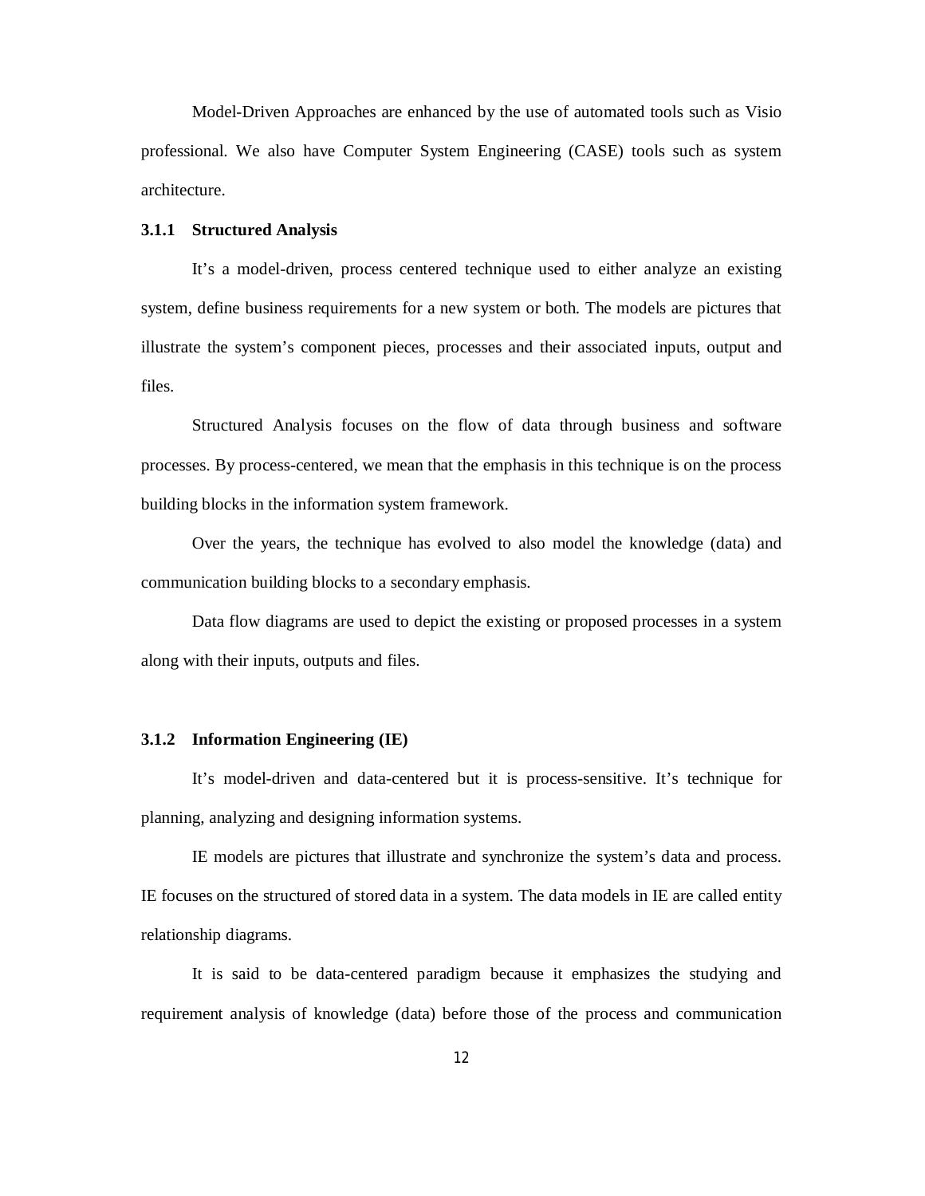Model-Driven Approaches are enhanced by the use of automated tools such as Visio professional. We also have Computer System Engineering (CASE) tools such as system architecture.

### 3.1.1 Structured Analysis

It's a model-driven, process centered technique used to either analyze an existing system, define business requirements for a new system or both. The models are pictures that illustrate the system's component pieces, processes and their associated inputs, output and files.

Structured Analysis focuses on the flow of data through business and software processes. By process-centered, we mean that the emphasis in this technique is on the process building blocks in the information system framework.

Over the years, the technique has evolved to also model the knowledge (data) and communication building blocks to a secondary emphasis.

Data flow diagrams are used to depict the existing or proposed processes in a system along with their inputs, outputs and files.

### 3.1.2 Information Engineering (IE)

It's model-driven and data-centered but it is process-sensitive. It's technique for planning, analyzing and designing information systems.

IE models are pictures that illustrate and synchronize the system's data and process. IE focuses on the structured of stored data in a system. The data models in IE are called entity relationship diagrams.

It is said to be data-centered paradigm because it emphasizes the studying and requirement analysis of knowledge (data) before those of the process and communication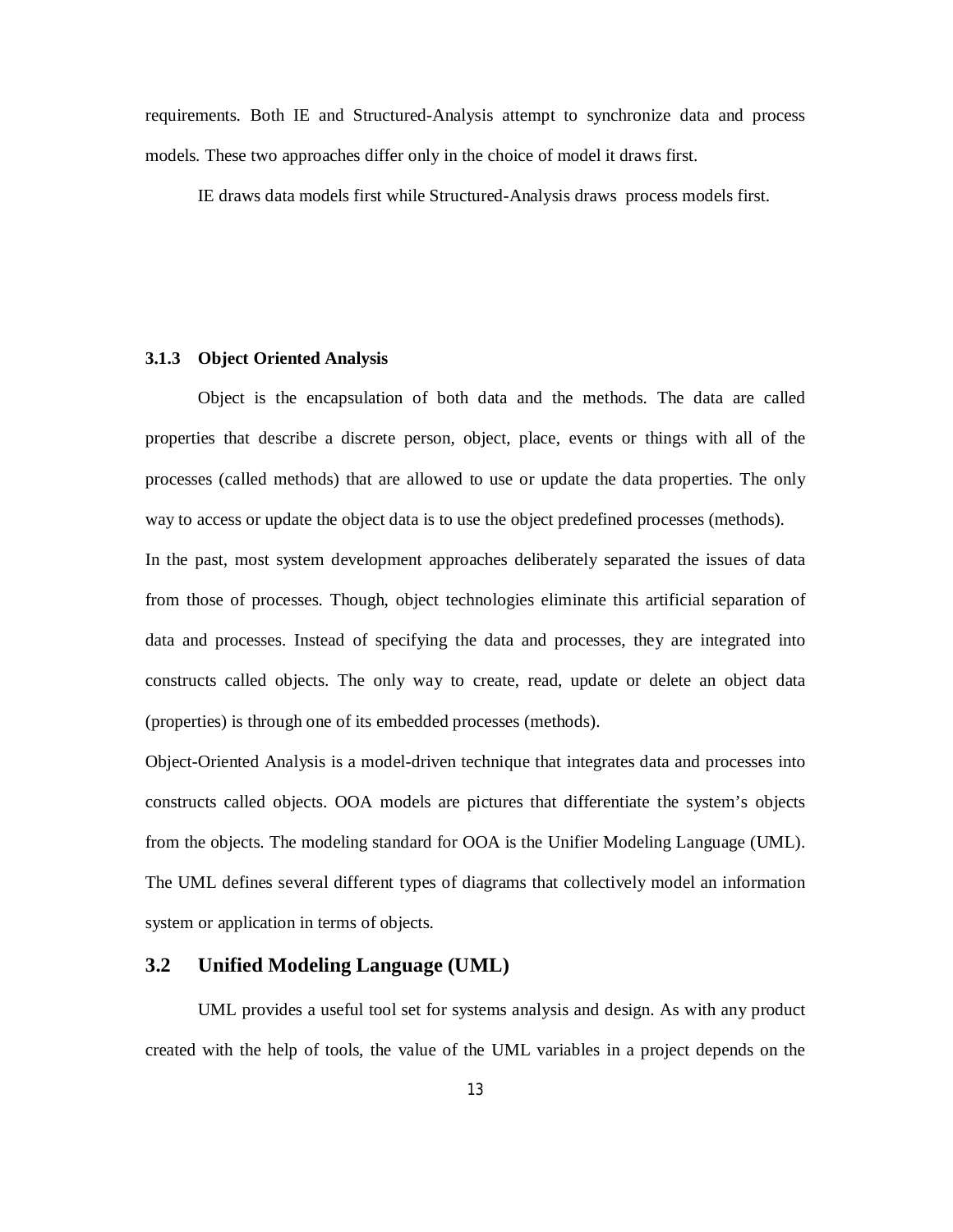requirements. Both IE and Structured-Analysis attempt to synchronize data and process models. These two approaches differ only in the choice of model it draws first.

IE draws data models first while Structured-Analysis draws process models first.

#### 3.1.3 Object Oriented Analysis

Object is the encapsulation of both data and the methods. The data are called properties that describe a discrete person, object, place, events or things with all of the processes (called methods) that are allowed to use or update the data properties. The only way to access or update the object data is to use the object predefined processes (methods).

In the past, most system development approaches deliberately separated the issues of data from those of processes. Though, object technologies eliminate this artificial separation of data and processes. Instead of specifying the data and processes, they are integrated into constructs called objects. The only way to create, read, update or delete an object data (properties) is through one of its embedded processes (methods).

Object-Oriented Analysis is a model-driven technique that integrates data and processes into constructs called objects. OOA models are pictures that differentiate the system's objects from the objects. The modeling standard for OOA is the Unifier Modeling Language (UML). The UML defines several different types of diagrams that collectively model an information system or application in terms of objects.

## 3.2 Unified Modeling Language (UML)

UML provides a useful tool set for systems analysis and design. As with any product created with the help of tools, the value of the UML variables in a project depends on the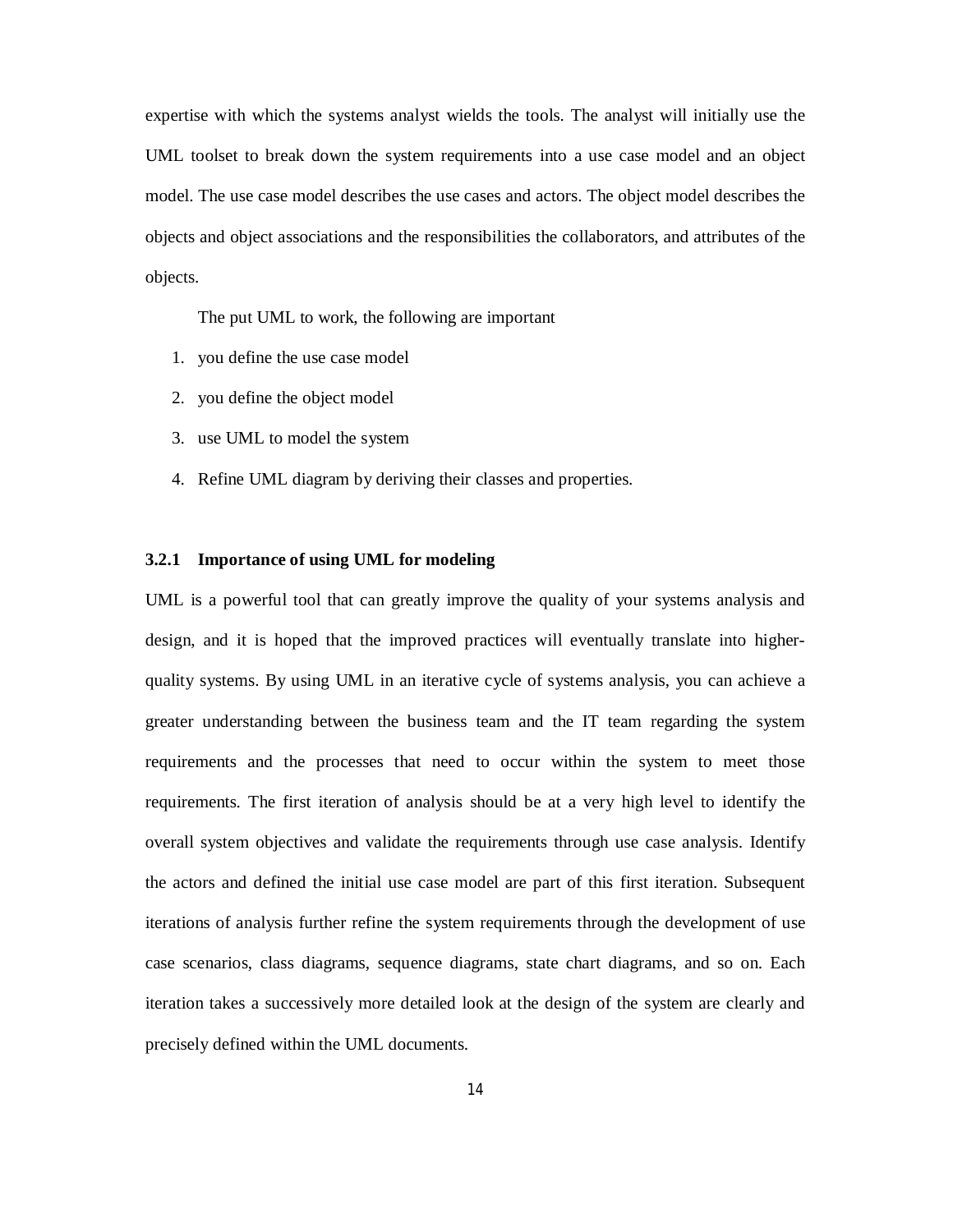expertise with which the systems analyst wields the tools. The analyst will initially use the UML toolset to break down the system requirements into a use case model and an object model. The use case model describes the use cases and actors. The object model describes the objects and object associations and the responsibilities the collaborators, and attributes of the objects.

The put UML to work, the following are important

1. you define the use case model
2. you define the object model
3. use UML to model the system
4. Refine UML diagram by deriving their classes and properties.

### 3.2.1 Importance of using UML for modeling

UML is a powerful tool that can greatly improve the quality of your systems analysis and design, and it is hoped that the improved practices will eventually translate into higher-quality systems. By using UML in an iterative cycle of systems analysis, you can achieve a greater understanding between the business team and the IT team regarding the system requirements and the processes that need to occur within the system to meet those requirements. The first iteration of analysis should be at a very high level to identify the overall system objectives and validate the requirements through use case analysis. Identify the actors and defined the initial use case model are part of this first iteration. Subsequent iterations of analysis further refine the system requirements through the development of use case scenarios, class diagrams, sequence diagrams, state chart diagrams, and so on. Each iteration takes a successively more detailed look at the design of the system are clearly and precisely defined within the UML documents.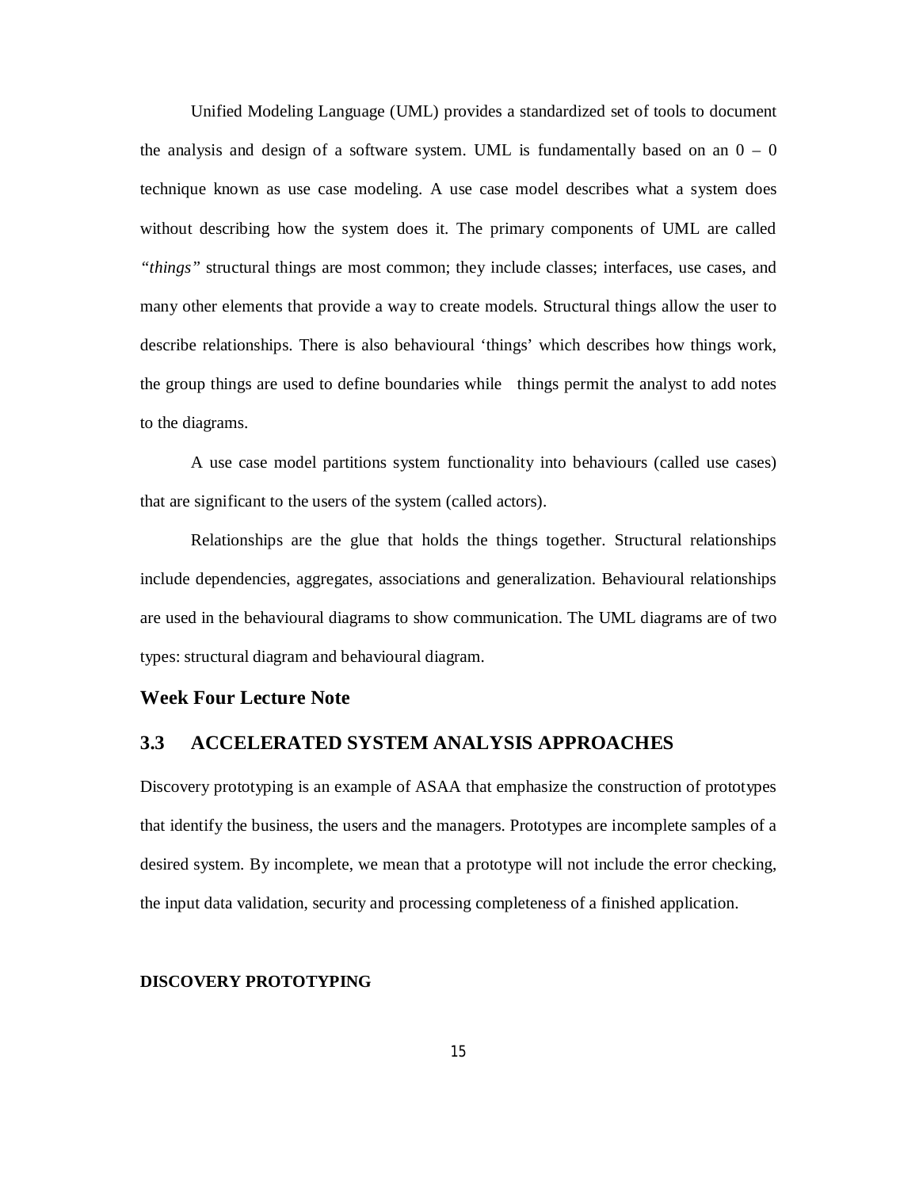Unified Modeling Language (UML) provides a standardized set of tools to document the analysis and design of a software system. UML is fundamentally based on an 0 – 0 technique known as use case modeling. A use case model describes what a system does without describing how the system does it. The primary components of UML are called *"things"* structural things are most common; they include classes; interfaces, use cases, and many other elements that provide a way to create models. Structural things allow the user to describe relationships. There is also behavioural 'things' which describes how things work, the group things are used to define boundaries while things permit the analyst to add notes to the diagrams.

A use case model partitions system functionality into behaviours (called use cases) that are significant to the users of the system (called actors).

Relationships are the glue that holds the things together. Structural relationships include dependencies, aggregates, associations and generalization. Behavioural relationships are used in the behavioural diagrams to show communication. The UML diagrams are of two types: structural diagram and behavioural diagram.

## Week Four Lecture Note

## 3.3 ACCELERATED SYSTEM ANALYSIS APPROACHES

Discovery prototyping is an example of ASAA that emphasize the construction of prototypes that identify the business, the users and the managers. Prototypes are incomplete samples of a desired system. By incomplete, we mean that a prototype will not include the error checking, the input data validation, security and processing completeness of a finished application.

**DISCOVERY PROTOTYPING**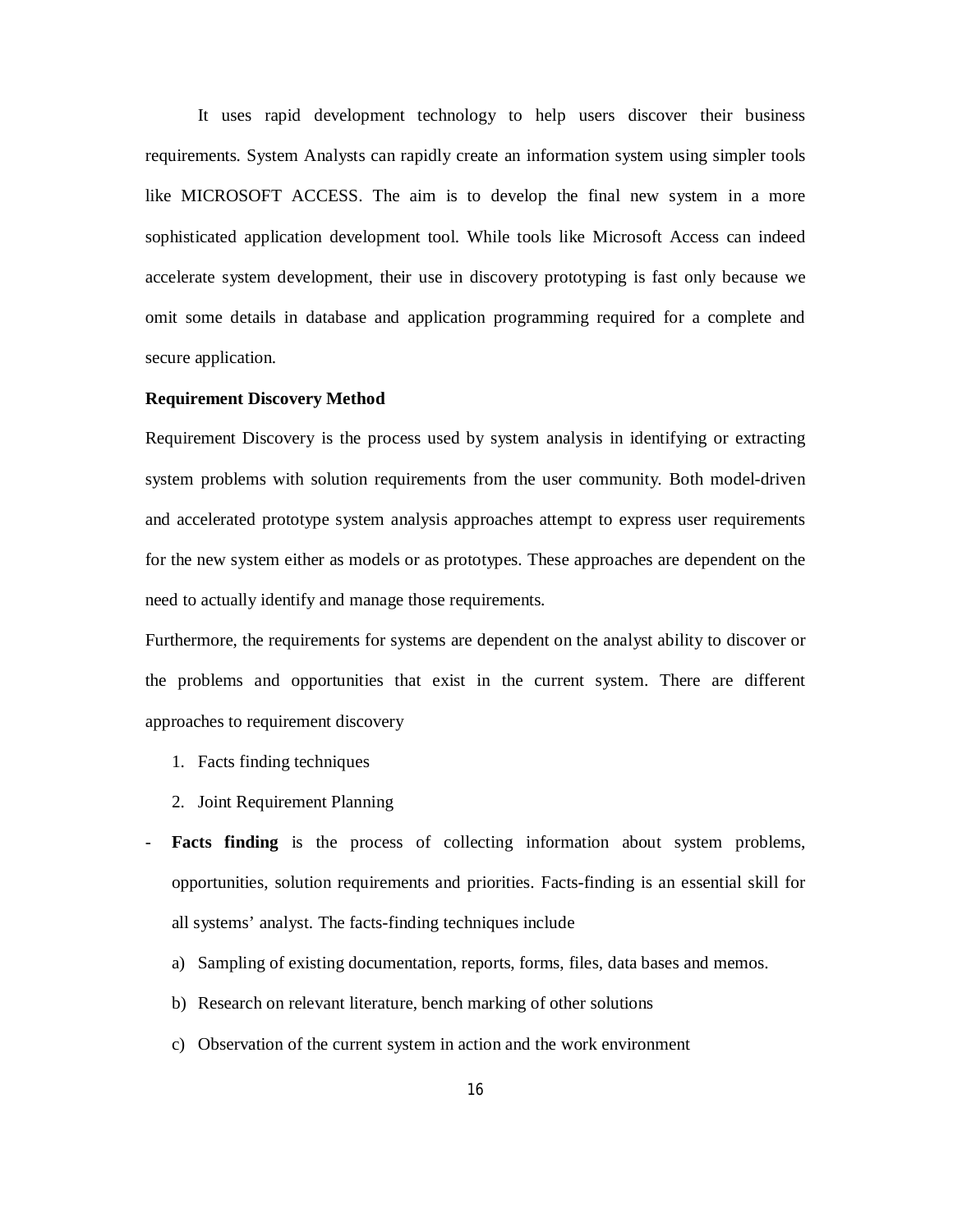It uses rapid development technology to help users discover their business requirements. System Analysts can rapidly create an information system using simpler tools like MICROSOFT ACCESS. The aim is to develop the final new system in a more sophisticated application development tool. While tools like Microsoft Access can indeed accelerate system development, their use in discovery prototyping is fast only because we omit some details in database and application programming required for a complete and secure application.

**Requirement Discovery Method**

Requirement Discovery is the process used by system analysis in identifying or extracting system problems with solution requirements from the user community. Both model-driven and accelerated prototype system analysis approaches attempt to express user requirements for the new system either as models or as prototypes. These approaches are dependent on the need to actually identify and manage those requirements.

Furthermore, the requirements for systems are dependent on the analyst ability to discover or the problems and opportunities that exist in the current system. There are different approaches to requirement discovery

1. Facts finding techniques
2. Joint Requirement Planning

- **Facts finding** is the process of collecting information about system problems, opportunities, solution requirements and priorities. Facts-finding is an essential skill for all systems' analyst. The facts-finding techniques include

  a) Sampling of existing documentation, reports, forms, files, data bases and memos.

  b) Research on relevant literature, bench marking of other solutions

  c) Observation of the current system in action and the work environment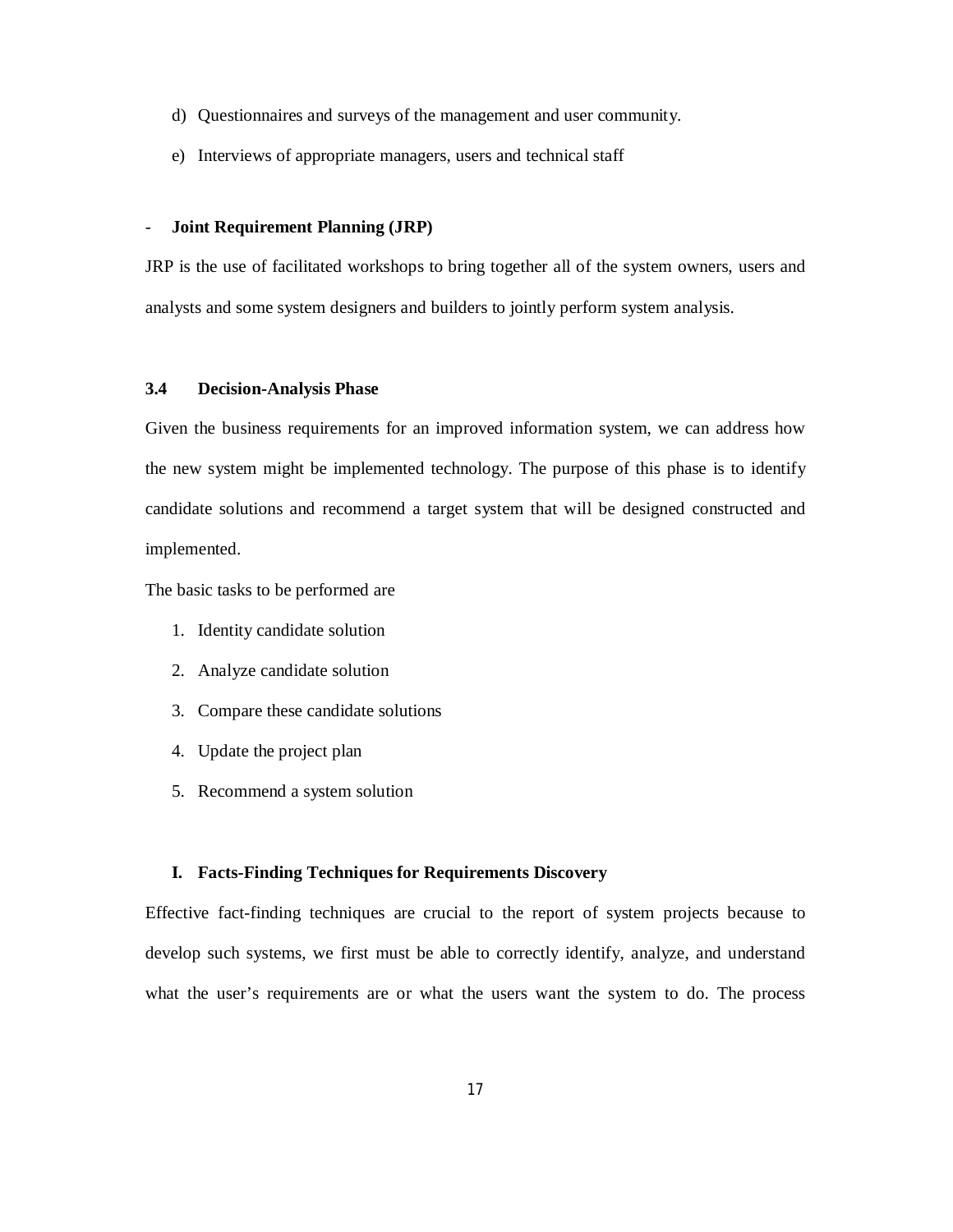d) Questionnaires and surveys of the management and user community.

e) Interviews of appropriate managers, users and technical staff

- **Joint Requirement Planning (JRP)**

JRP is the use of facilitated workshops to bring together all of the system owners, users and analysts and some system designers and builders to jointly perform system analysis.

### 3.4 Decision-Analysis Phase

Given the business requirements for an improved information system, we can address how the new system might be implemented technology. The purpose of this phase is to identify candidate solutions and recommend a target system that will be designed constructed and implemented.

The basic tasks to be performed are

1. Identity candidate solution
2. Analyze candidate solution
3. Compare these candidate solutions
4. Update the project plan
5. Recommend a system solution

#### I. Facts-Finding Techniques for Requirements Discovery

Effective fact-finding techniques are crucial to the report of system projects because to develop such systems, we first must be able to correctly identify, analyze, and understand what the user's requirements are or what the users want the system to do. The process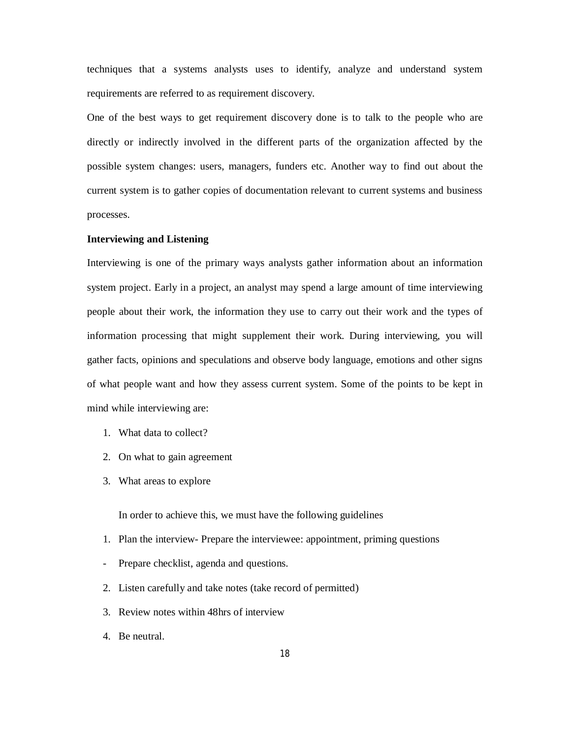techniques that a systems analysts uses to identify, analyze and understand system requirements are referred to as requirement discovery.

One of the best ways to get requirement discovery done is to talk to the people who are directly or indirectly involved in the different parts of the organization affected by the possible system changes: users, managers, funders etc. Another way to find out about the current system is to gather copies of documentation relevant to current systems and business processes.

**Interviewing and Listening**

Interviewing is one of the primary ways analysts gather information about an information system project. Early in a project, an analyst may spend a large amount of time interviewing people about their work, the information they use to carry out their work and the types of information processing that might supplement their work. During interviewing, you will gather facts, opinions and speculations and observe body language, emotions and other signs of what people want and how they assess current system. Some of the points to be kept in mind while interviewing are:

1. What data to collect?
2. On what to gain agreement
3. What areas to explore

   In order to achieve this, we must have the following guidelines

1. Plan the interview- Prepare the interviewee: appointment, priming questions

- Prepare checklist, agenda and questions.

2. Listen carefully and take notes (take record of permitted)
3. Review notes within 48hrs of interview
4. Be neutral.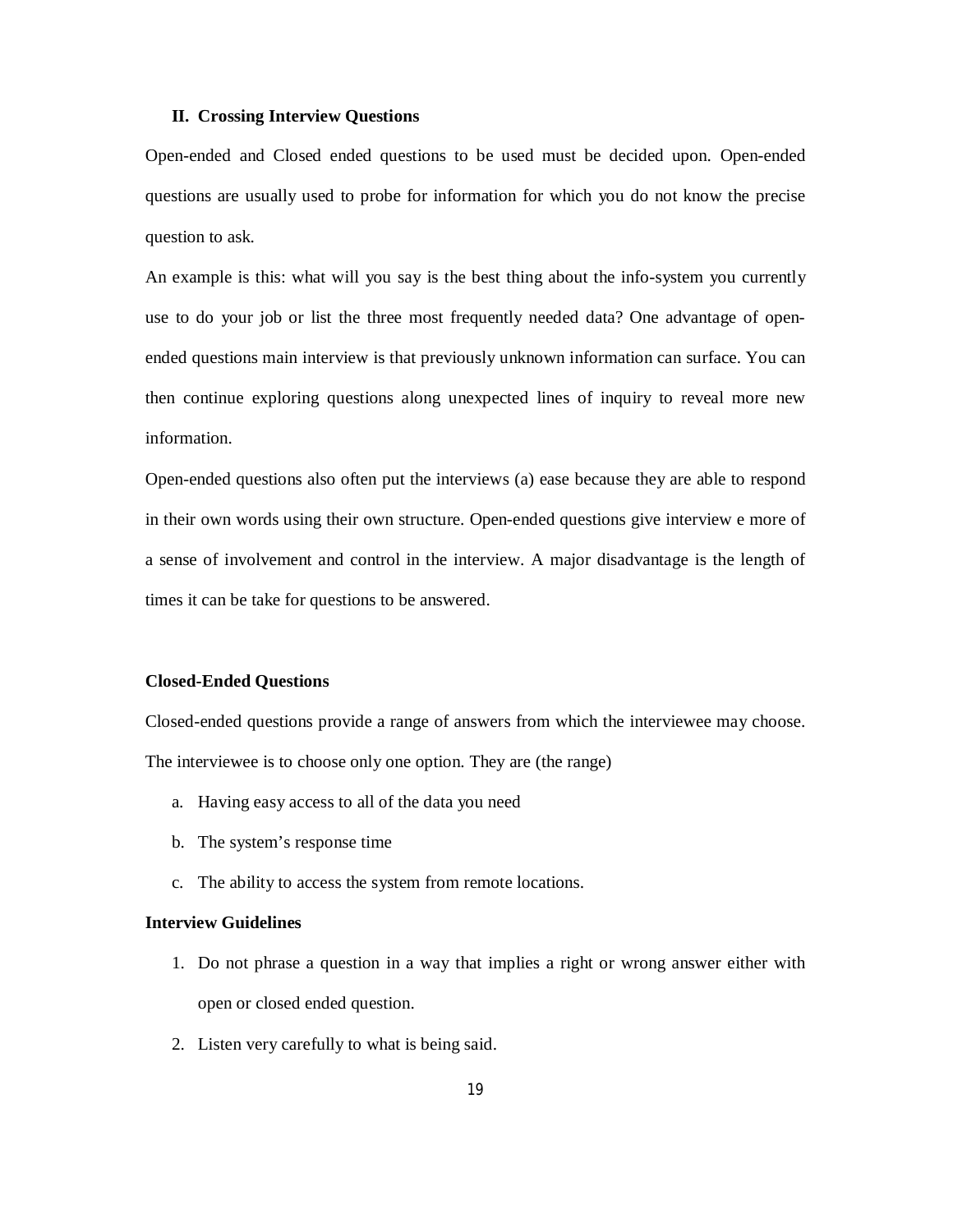## II. Crossing Interview Questions

Open-ended and Closed ended questions to be used must be decided upon. Open-ended questions are usually used to probe for information for which you do not know the precise question to ask.

An example is this: what will you say is the best thing about the info-system you currently use to do your job or list the three most frequently needed data? One advantage of open-ended questions main interview is that previously unknown information can surface. You can then continue exploring questions along unexpected lines of inquiry to reveal more new information.

Open-ended questions also often put the interviews (a) ease because they are able to respond in their own words using their own structure. Open-ended questions give interview e more of a sense of involvement and control in the interview. A major disadvantage is the length of times it can be take for questions to be answered.

### Closed-Ended Questions

Closed-ended questions provide a range of answers from which the interviewee may choose. The interviewee is to choose only one option. They are (the range)

a. Having easy access to all of the data you need
b. The system's response time
c. The ability to access the system from remote locations.

### Interview Guidelines

1. Do not phrase a question in a way that implies a right or wrong answer either with open or closed ended question.
2. Listen very carefully to what is being said.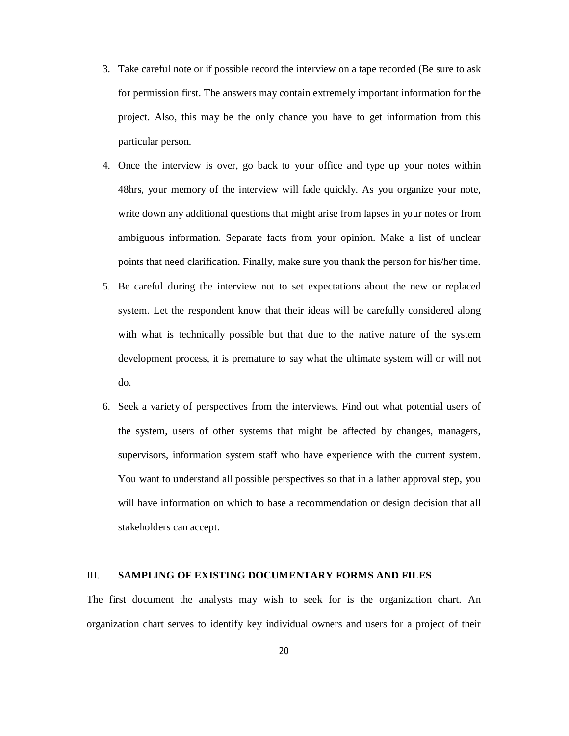3. Take careful note or if possible record the interview on a tape recorded (Be sure to ask for permission first. The answers may contain extremely important information for the project. Also, this may be the only chance you have to get information from this particular person.
4. Once the interview is over, go back to your office and type up your notes within 48hrs, your memory of the interview will fade quickly. As you organize your note, write down any additional questions that might arise from lapses in your notes or from ambiguous information. Separate facts from your opinion. Make a list of unclear points that need clarification. Finally, make sure you thank the person for his/her time.
5. Be careful during the interview not to set expectations about the new or replaced system. Let the respondent know that their ideas will be carefully considered along with what is technically possible but that due to the native nature of the system development process, it is premature to say what the ultimate system will or will not do.
6. Seek a variety of perspectives from the interviews. Find out what potential users of the system, users of other systems that might be affected by changes, managers, supervisors, information system staff who have experience with the current system. You want to understand all possible perspectives so that in a lather approval step, you will have information on which to base a recommendation or design decision that all stakeholders can accept.

## III. SAMPLING OF EXISTING DOCUMENTARY FORMS AND FILES

The first document the analysts may wish to seek for is the organization chart. An organization chart serves to identify key individual owners and users for a project of their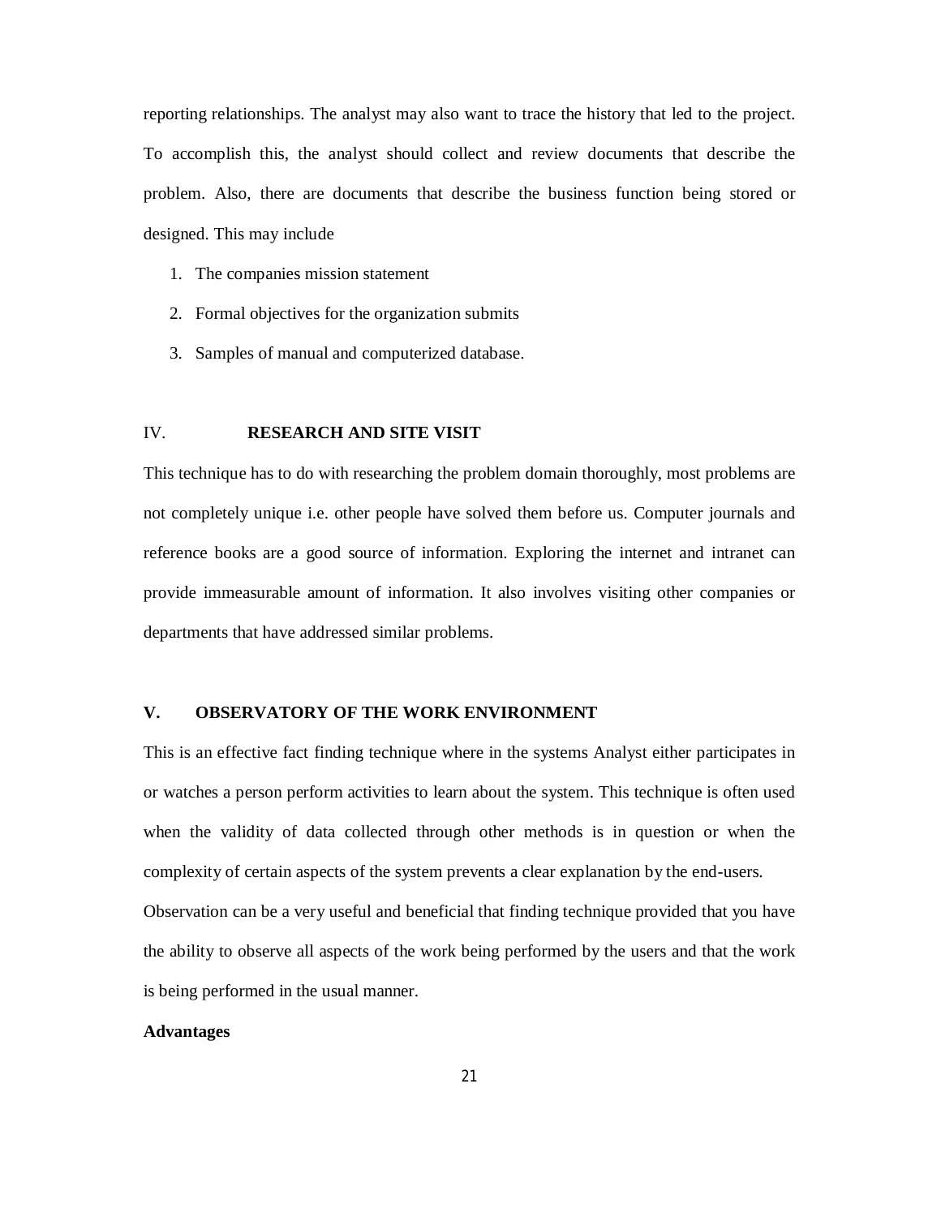reporting relationships. The analyst may also want to trace the history that led to the project. To accomplish this, the analyst should collect and review documents that describe the problem. Also, there are documents that describe the business function being stored or designed. This may include

1. The companies mission statement
2. Formal objectives for the organization submits
3. Samples of manual and computerized database.

### IV. RESEARCH AND SITE VISIT

This technique has to do with researching the problem domain thoroughly, most problems are not completely unique i.e. other people have solved them before us. Computer journals and reference books are a good source of information. Exploring the internet and intranet can provide immeasurable amount of information. It also involves visiting other companies or departments that have addressed similar problems.

### V. OBSERVATORY OF THE WORK ENVIRONMENT

This is an effective fact finding technique where in the systems Analyst either participates in or watches a person perform activities to learn about the system. This technique is often used when the validity of data collected through other methods is in question or when the complexity of certain aspects of the system prevents a clear explanation by the end-users.

Observation can be a very useful and beneficial that finding technique provided that you have the ability to observe all aspects of the work being performed by the users and that the work is being performed in the usual manner.

**Advantages**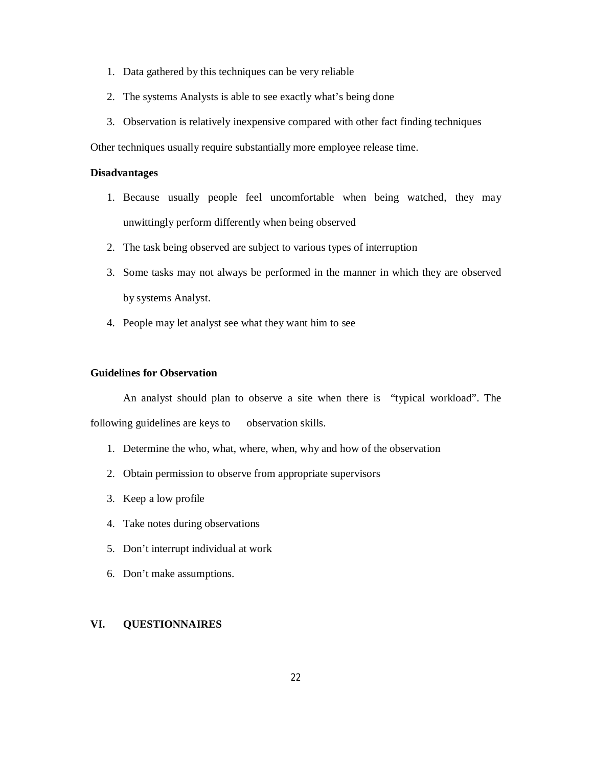1. Data gathered by this techniques can be very reliable
2. The systems Analysts is able to see exactly what's being done
3. Observation is relatively inexpensive compared with other fact finding techniques

Other techniques usually require substantially more employee release time.

**Disadvantages**

1. Because usually people feel uncomfortable when being watched, they may unwittingly perform differently when being observed
2. The task being observed are subject to various types of interruption
3. Some tasks may not always be performed in the manner in which they are observed by systems Analyst.
4. People may let analyst see what they want him to see

**Guidelines for Observation**

An analyst should plan to observe a site when there is "typical workload". The following guidelines are keys to observation skills.

1. Determine the who, what, where, when, why and how of the observation
2. Obtain permission to observe from appropriate supervisors
3. Keep a low profile
4. Take notes during observations
5. Don't interrupt individual at work
6. Don't make assumptions.

## VI. QUESTIONNAIRES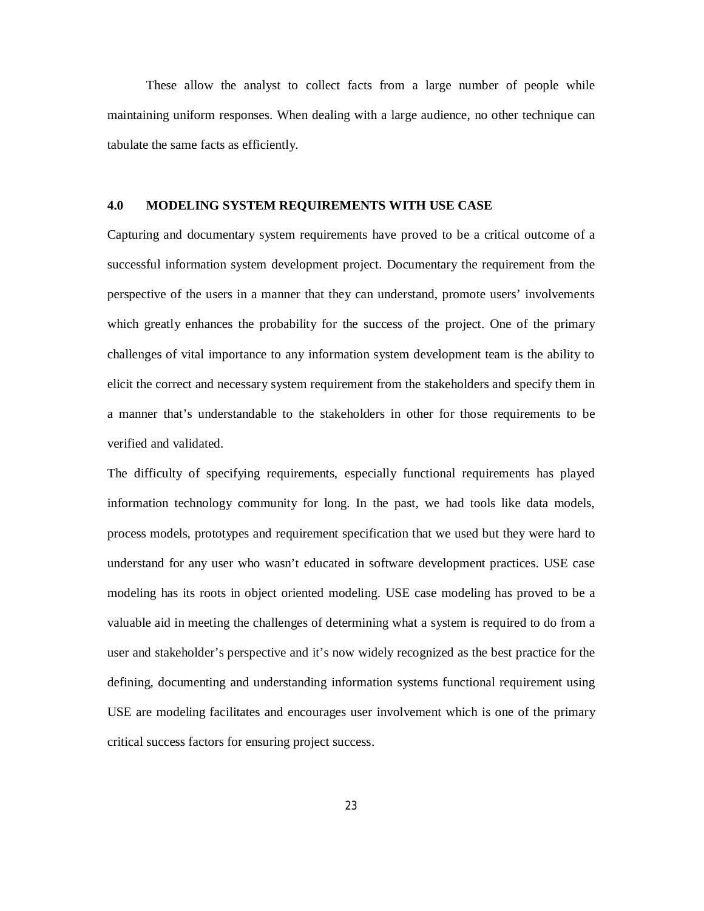These allow the analyst to collect facts from a large number of people while maintaining uniform responses. When dealing with a large audience, no other technique can tabulate the same facts as efficiently.

## 4.0 MODELING SYSTEM REQUIREMENTS WITH USE CASE

Capturing and documentary system requirements have proved to be a critical outcome of a successful information system development project. Documentary the requirement from the perspective of the users in a manner that they can understand, promote users' involvements which greatly enhances the probability for the success of the project. One of the primary challenges of vital importance to any information system development team is the ability to elicit the correct and necessary system requirement from the stakeholders and specify them in a manner that's understandable to the stakeholders in other for those requirements to be verified and validated.

The difficulty of specifying requirements, especially functional requirements has played information technology community for long. In the past, we had tools like data models, process models, prototypes and requirement specification that we used but they were hard to understand for any user who wasn't educated in software development practices. USE case modeling has its roots in object oriented modeling. USE case modeling has proved to be a valuable aid in meeting the challenges of determining what a system is required to do from a user and stakeholder's perspective and it's now widely recognized as the best practice for the defining, documenting and understanding information systems functional requirement using USE are modeling facilitates and encourages user involvement which is one of the primary critical success factors for ensuring project success.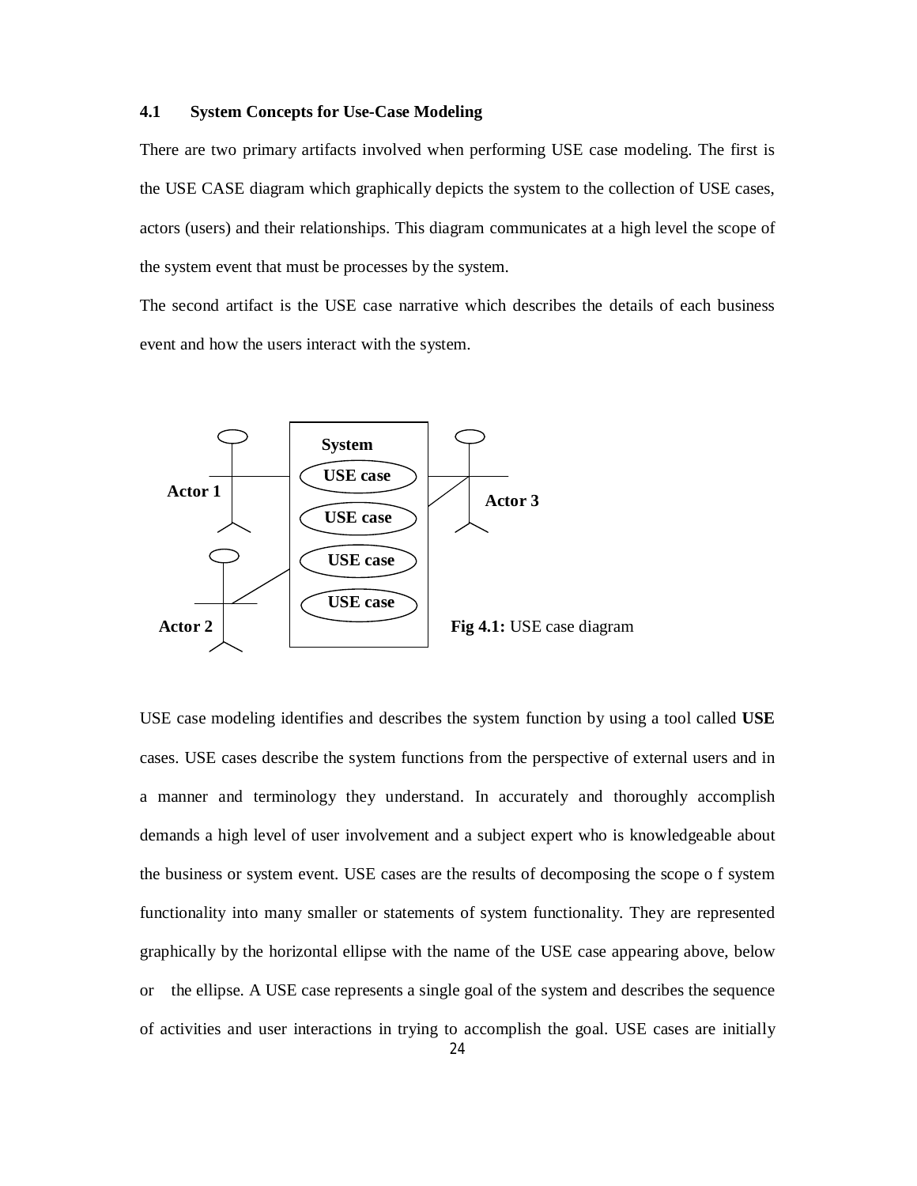### 4.1 System Concepts for Use-Case Modeling

There are two primary artifacts involved when performing USE case modeling. The first is the USE CASE diagram which graphically depicts the system to the collection of USE cases, actors (users) and their relationships. This diagram communicates at a high level the scope of the system event that must be processes by the system.

The second artifact is the USE case narrative which describes the details of each business event and how the users interact with the system.

System

USE case

USE case

USE case

USE case

Actor 1

Actor 2

Actor 3

**Fig 4.1:** USE case diagram

USE case modeling identifies and describes the system function by using a tool called **USE** cases. USE cases describe the system functions from the perspective of external users and in a manner and terminology they understand. In accurately and thoroughly accomplish demands a high level of user involvement and a subject expert who is knowledgeable about the business or system event. USE cases are the results of decomposing the scope o f system functionality into many smaller or statements of system functionality. They are represented graphically by the horizontal ellipse with the name of the USE case appearing above, below or the ellipse. A USE case represents a single goal of the system and describes the sequence of activities and user interactions in trying to accomplish the goal. USE cases are initially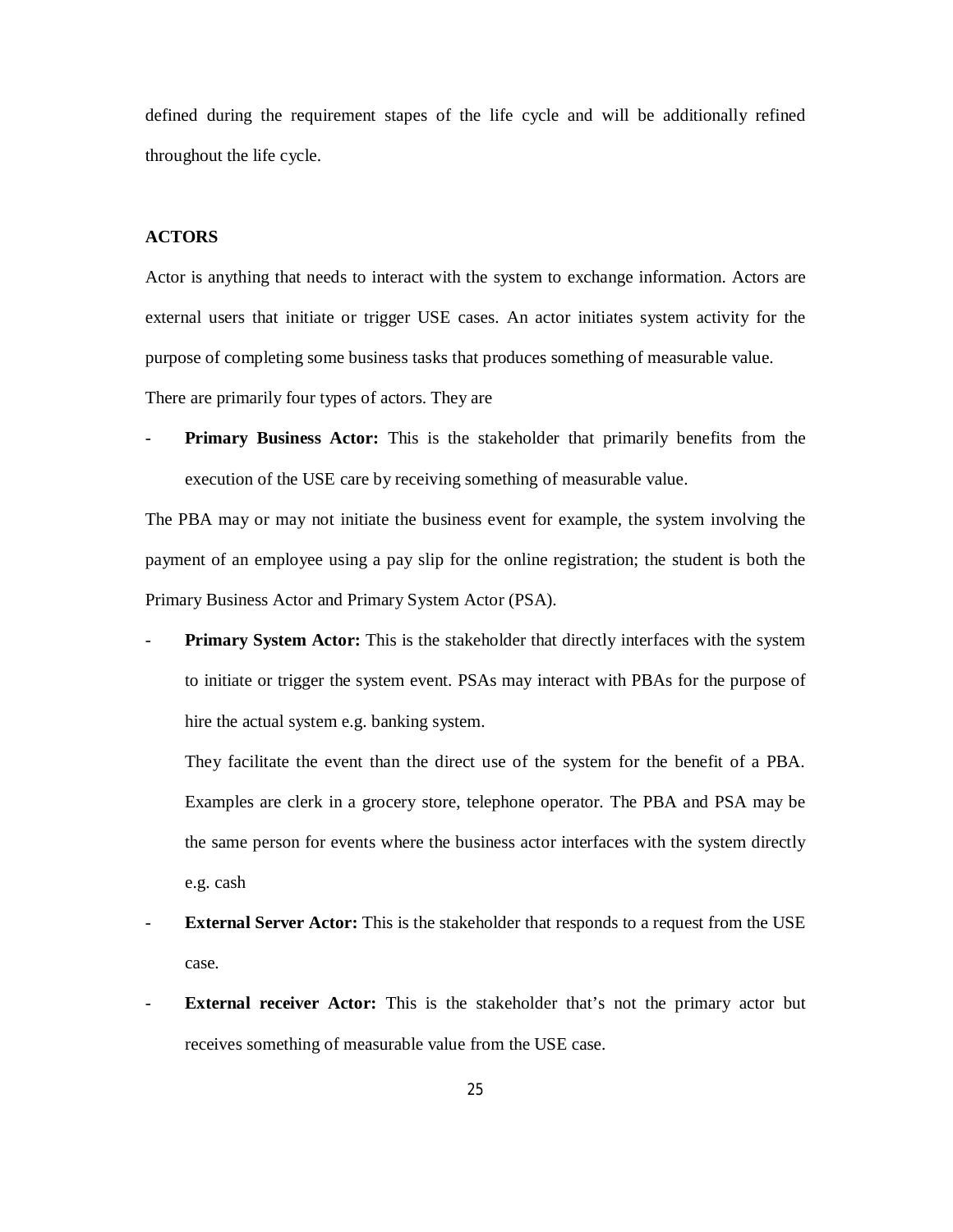defined during the requirement stapes of the life cycle and will be additionally refined throughout the life cycle.

**ACTORS**

Actor is anything that needs to interact with the system to exchange information. Actors are external users that initiate or trigger USE cases. An actor initiates system activity for the purpose of completing some business tasks that produces something of measurable value.

There are primarily four types of actors. They are

- **Primary Business Actor:** This is the stakeholder that primarily benefits from the execution of the USE care by receiving something of measurable value.

The PBA may or may not initiate the business event for example, the system involving the payment of an employee using a pay slip for the online registration; the student is both the Primary Business Actor and Primary System Actor (PSA).

- **Primary System Actor:** This is the stakeholder that directly interfaces with the system to initiate or trigger the system event. PSAs may interact with PBAs for the purpose of hire the actual system e.g. banking system.

  They facilitate the event than the direct use of the system for the benefit of a PBA. Examples are clerk in a grocery store, telephone operator. The PBA and PSA may be the same person for events where the business actor interfaces with the system directly e.g. cash

- **External Server Actor:** This is the stakeholder that responds to a request from the USE case.
- **External receiver Actor:** This is the stakeholder that's not the primary actor but receives something of measurable value from the USE case.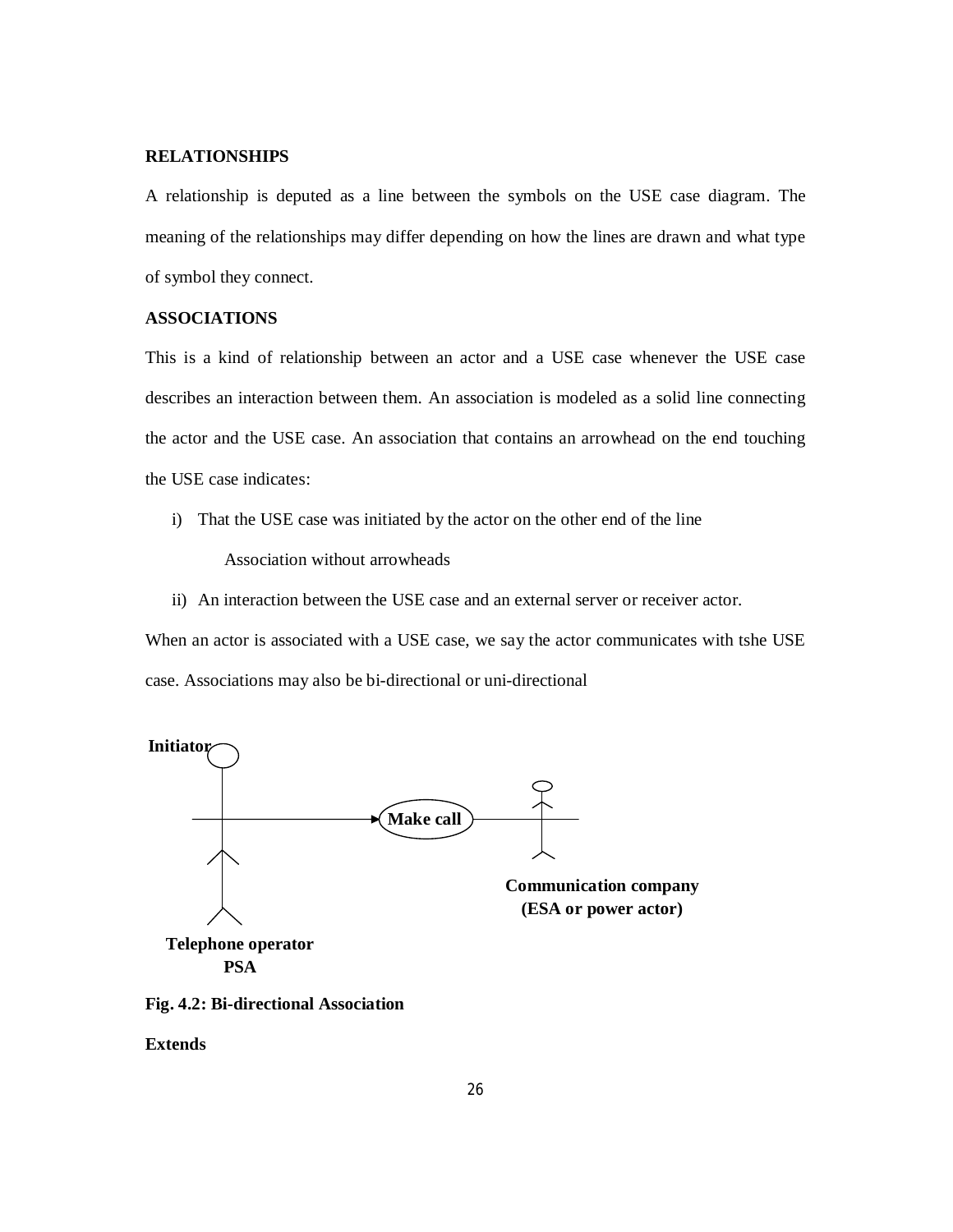**RELATIONSHIPS**

A relationship is deputed as a line between the symbols on the USE case diagram. The meaning of the relationships may differ depending on how the lines are drawn and what type of symbol they connect.

**ASSOCIATIONS**

This is a kind of relationship between an actor and a USE case whenever the USE case describes an interaction between them. An association is modeled as a solid line connecting the actor and the USE case. An association that contains an arrowhead on the end touching the USE case indicates:

i) That the USE case was initiated by the actor on the other end of the line

   Association without arrowheads

ii) An interaction between the USE case and an external server or receiver actor.

When an actor is associated with a USE case, we say the actor communicates with tshe USE case. Associations may also be bi-directional or uni-directional

**Initiator**

**Make call**

**Communication company (ESA or power actor)**

**Telephone operator PSA**

**Fig. 4.2: Bi-directional Association**

**Extends**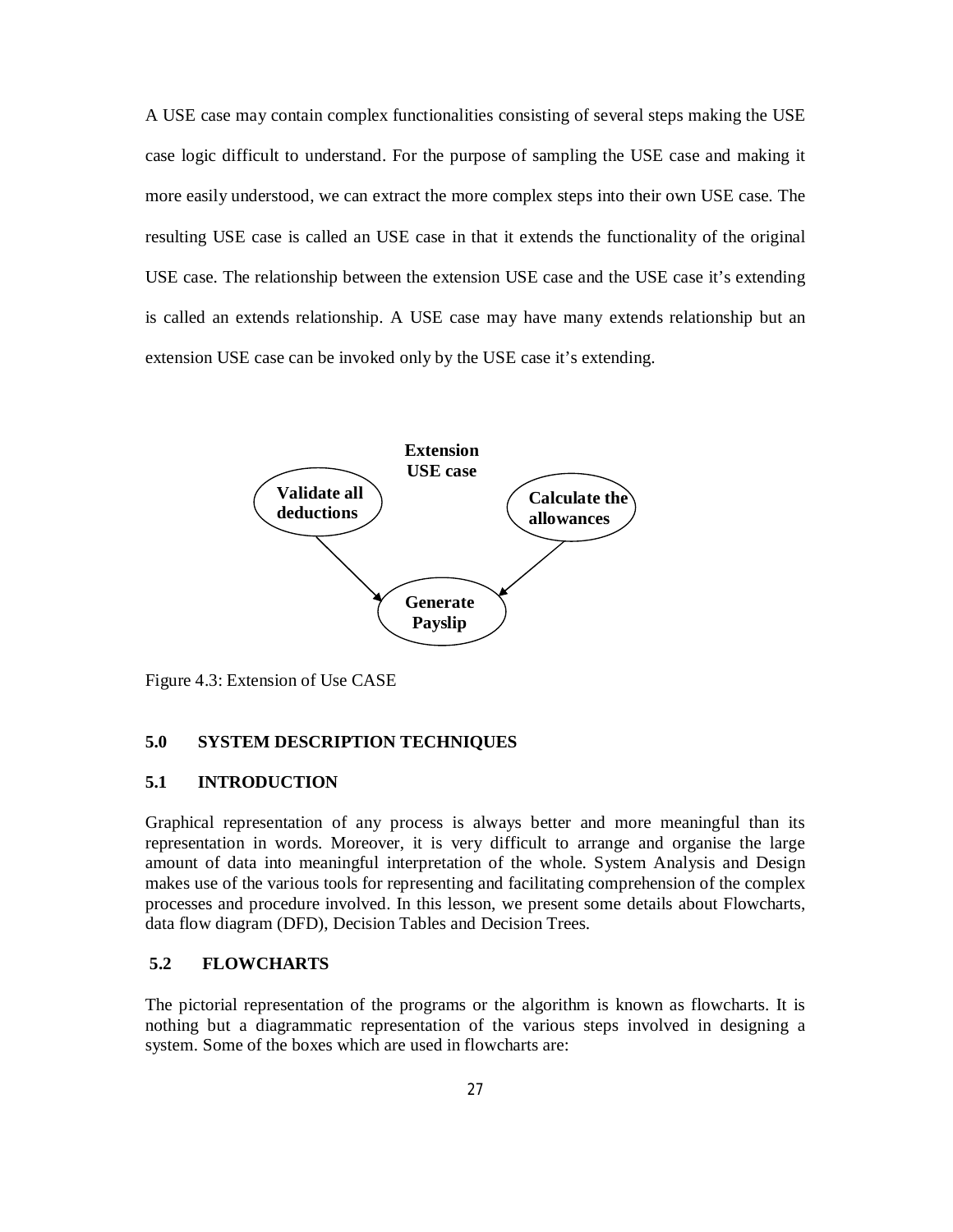A USE case may contain complex functionalities consisting of several steps making the USE case logic difficult to understand. For the purpose of sampling the USE case and making it more easily understood, we can extract the more complex steps into their own USE case. The resulting USE case is called an USE case in that it extends the functionality of the original USE case. The relationship between the extension USE case and the USE case it's extending is called an extends relationship. A USE case may have many extends relationship but an extension USE case can be invoked only by the USE case it's extending.

**Extension USE case**

**Validate all deductions** → **Generate Payslip** ← **Calculate the allowances**

Figure 4.3: Extension of Use CASE

## 5.0 SYSTEM DESCRIPTION TECHNIQUES

### 5.1 INTRODUCTION

Graphical representation of any process is always better and more meaningful than its representation in words. Moreover, it is very difficult to arrange and organise the large amount of data into meaningful interpretation of the whole. System Analysis and Design makes use of the various tools for representing and facilitating comprehension of the complex processes and procedure involved. In this lesson, we present some details about Flowcharts, data flow diagram (DFD), Decision Tables and Decision Trees.

### 5.2 FLOWCHARTS

The pictorial representation of the programs or the algorithm is known as flowcharts. It is nothing but a diagrammatic representation of the various steps involved in designing a system. Some of the boxes which are used in flowcharts are: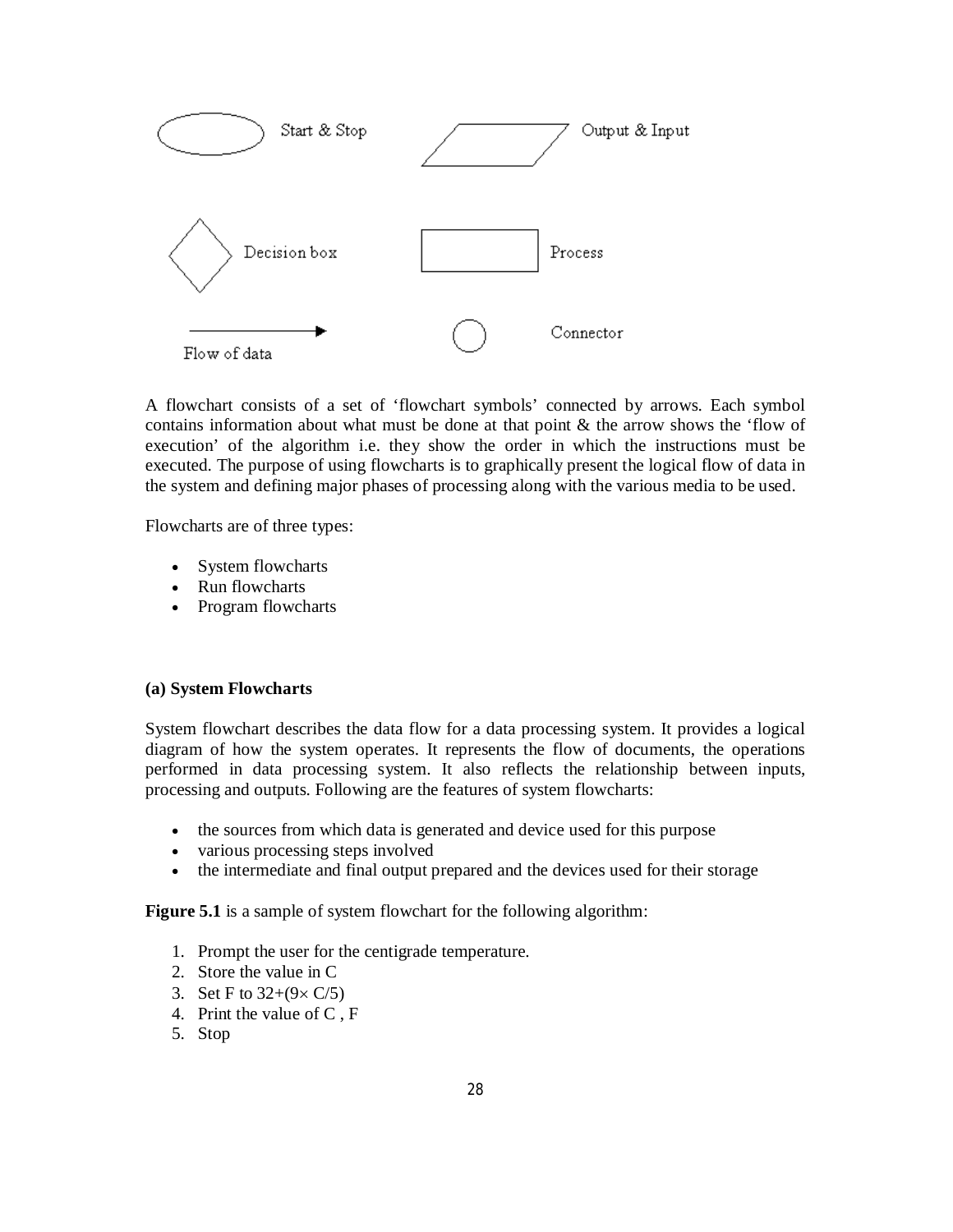Start & Stop

Output & Input

Decision box

Process

Flow of data

Connector

A flowchart consists of a set of 'flowchart symbols' connected by arrows. Each symbol contains information about what must be done at that point & the arrow shows the 'flow of execution' of the algorithm i.e. they show the order in which the instructions must be executed. The purpose of using flowcharts is to graphically present the logical flow of data in the system and defining major phases of processing along with the various media to be used.

Flowcharts are of three types:

- System flowcharts
- Run flowcharts
- Program flowcharts

**(a) System Flowcharts**

System flowchart describes the data flow for a data processing system. It provides a logical diagram of how the system operates. It represents the flow of documents, the operations performed in data processing system. It also reflects the relationship between inputs, processing and outputs. Following are the features of system flowcharts:

- the sources from which data is generated and device used for this purpose
- various processing steps involved
- the intermediate and final output prepared and the devices used for their storage

**Figure 5.1** is a sample of system flowchart for the following algorithm:

1. Prompt the user for the centigrade temperature.
2. Store the value in C
3. Set F to $32+(9\times C/5)$
4. Print the value of C , F
5. Stop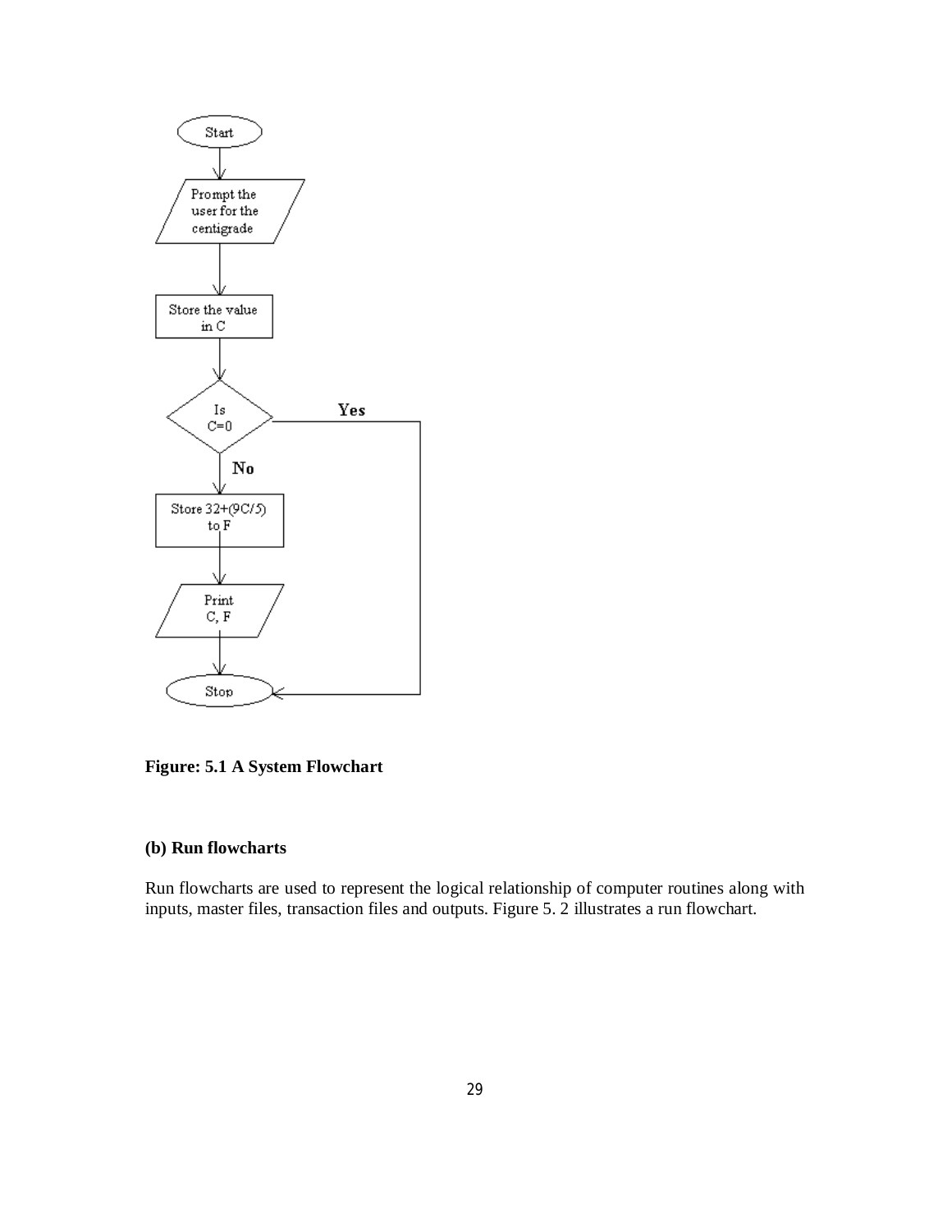**Figure: 5.1 A System Flowchart**

**(b) Run flowcharts**

Run flowcharts are used to represent the logical relationship of computer routines along with inputs, master files, transaction files and outputs. Figure 5. 2 illustrates a run flowchart.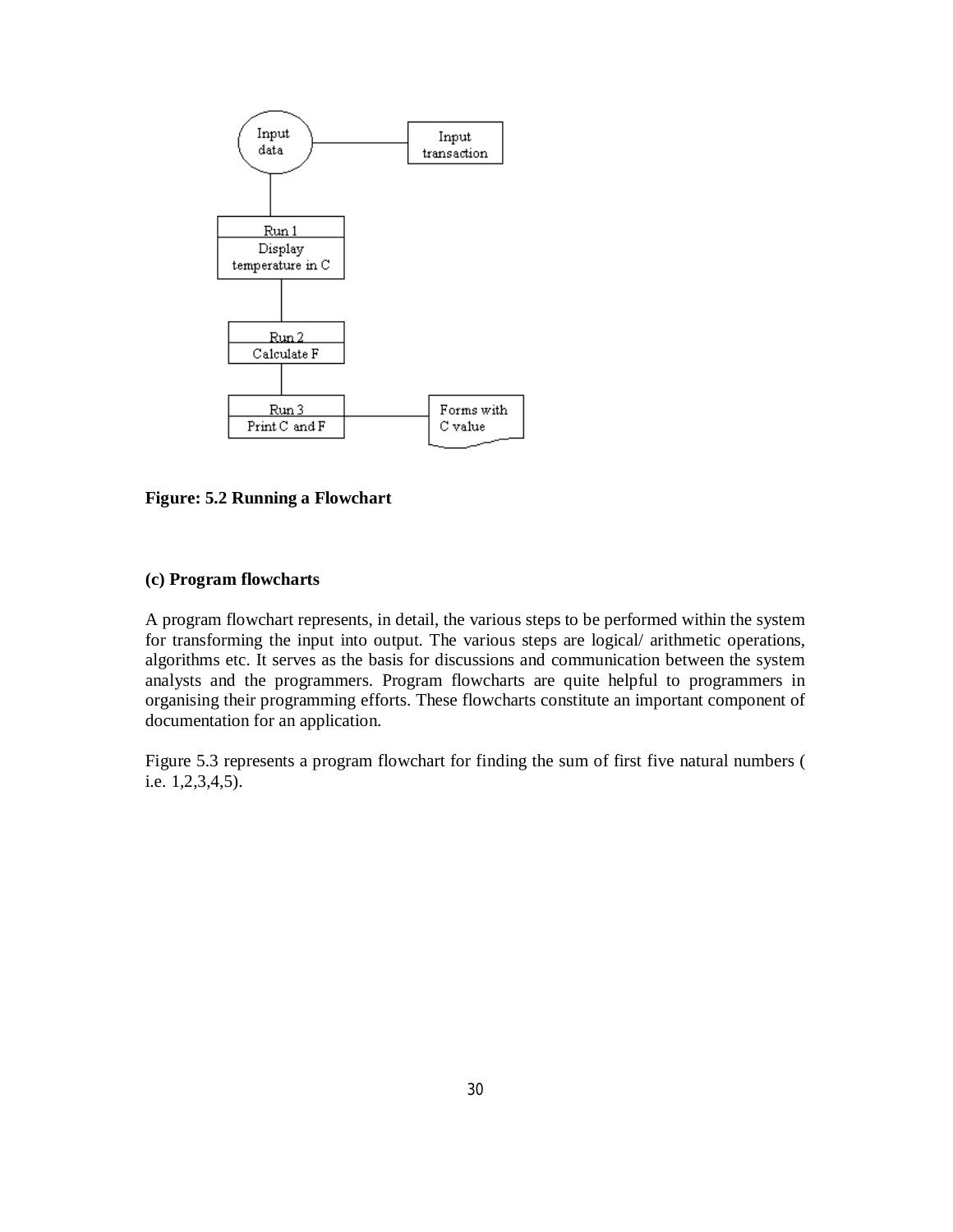Input data

Input transaction

Run 1
Display temperature in C

Run 2
Calculate F

Run 3
Print C and F

Forms with C value

**Figure: 5.2 Running a Flowchart**

**(c) Program flowcharts**

A program flowchart represents, in detail, the various steps to be performed within the system for transforming the input into output. The various steps are logical/ arithmetic operations, algorithms etc. It serves as the basis for discussions and communication between the system analysts and the programmers. Program flowcharts are quite helpful to programmers in organising their programming efforts. These flowcharts constitute an important component of documentation for an application.

Figure 5.3 represents a program flowchart for finding the sum of first five natural numbers ( i.e. 1,2,3,4,5).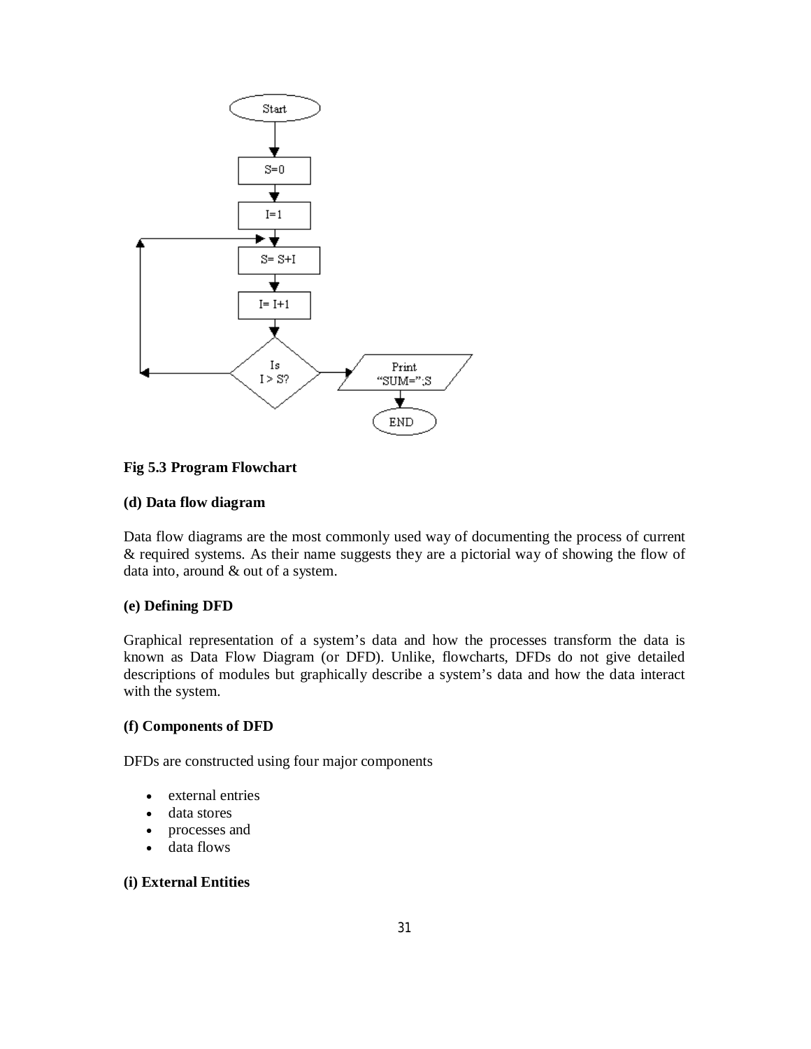**Fig 5.3 Program Flowchart**

**(d) Data flow diagram**

Data flow diagrams are the most commonly used way of documenting the process of current & required systems. As their name suggests they are a pictorial way of showing the flow of data into, around & out of a system.

**(e) Defining DFD**

Graphical representation of a system's data and how the processes transform the data is known as Data Flow Diagram (or DFD). Unlike, flowcharts, DFDs do not give detailed descriptions of modules but graphically describe a system's data and how the data interact with the system.

**(f) Components of DFD**

DFDs are constructed using four major components

- external entries
- data stores
- processes and
- data flows

**(i) External Entities**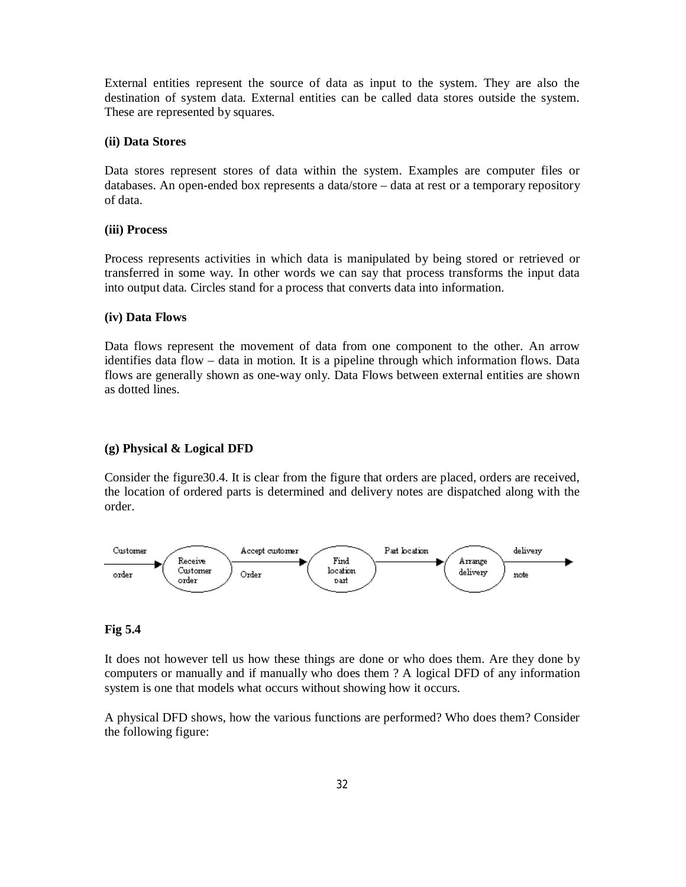External entities represent the source of data as input to the system. They are also the destination of system data. External entities can be called data stores outside the system. These are represented by squares.

**(ii) Data Stores**

Data stores represent stores of data within the system. Examples are computer files or databases. An open-ended box represents a data/store – data at rest or a temporary repository of data.

**(iii) Process**

Process represents activities in which data is manipulated by being stored or retrieved or transferred in some way. In other words we can say that process transforms the input data into output data. Circles stand for a process that converts data into information.

**(iv) Data Flows**

Data flows represent the movement of data from one component to the other. An arrow identifies data flow – data in motion. It is a pipeline through which information flows. Data flows are generally shown as one-way only. Data Flows between external entities are shown as dotted lines.

**(g) Physical & Logical DFD**

Consider the figure30.4. It is clear from the figure that orders are placed, orders are received, the location of ordered parts is determined and delivery notes are dispatched along with the order.

Customer order → Receive Customer order → Accept customer Order → Find location part → Part location → Arrange delivery → delivery note

**Fig 5.4**

It does not however tell us how these things are done or who does them. Are they done by computers or manually and if manually who does them ? A logical DFD of any information system is one that models what occurs without showing how it occurs.

A physical DFD shows, how the various functions are performed? Who does them? Consider the following figure: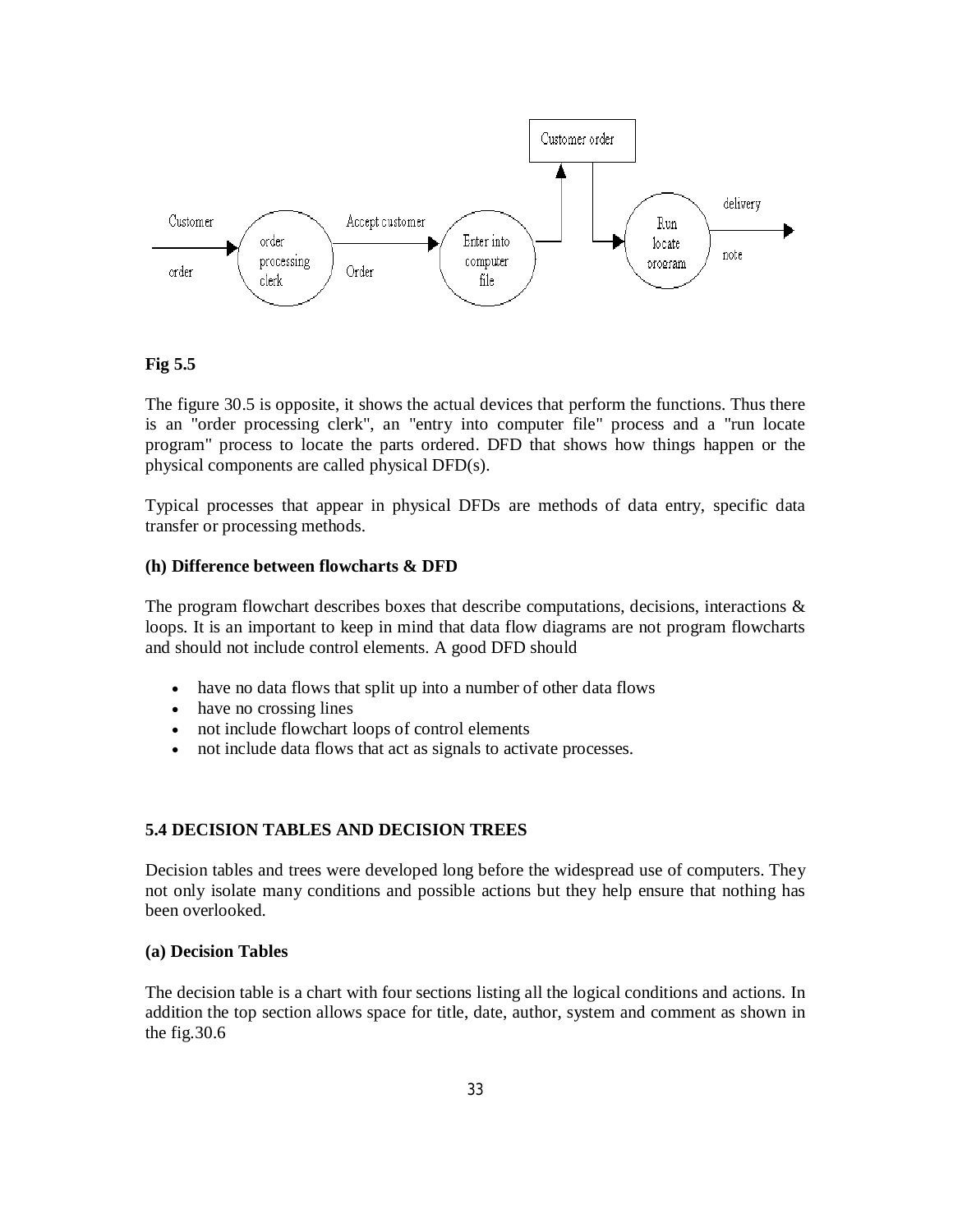**Fig 5.5**

The figure 30.5 is opposite, it shows the actual devices that perform the functions. Thus there is an "order processing clerk", an "entry into computer file" process and a "run locate program" process to locate the parts ordered. DFD that shows how things happen or the physical components are called physical DFD(s).

Typical processes that appear in physical DFDs are methods of data entry, specific data transfer or processing methods.

**(h) Difference between flowcharts & DFD**

The program flowchart describes boxes that describe computations, decisions, interactions & loops. It is an important to keep in mind that data flow diagrams are not program flowcharts and should not include control elements. A good DFD should

- have no data flows that split up into a number of other data flows
- have no crossing lines
- not include flowchart loops of control elements
- not include data flows that act as signals to activate processes.

### 5.4 DECISION TABLES AND DECISION TREES

Decision tables and trees were developed long before the widespread use of computers. They not only isolate many conditions and possible actions but they help ensure that nothing has been overlooked.

**(a) Decision Tables**

The decision table is a chart with four sections listing all the logical conditions and actions. In addition the top section allows space for title, date, author, system and comment as shown in the fig.30.6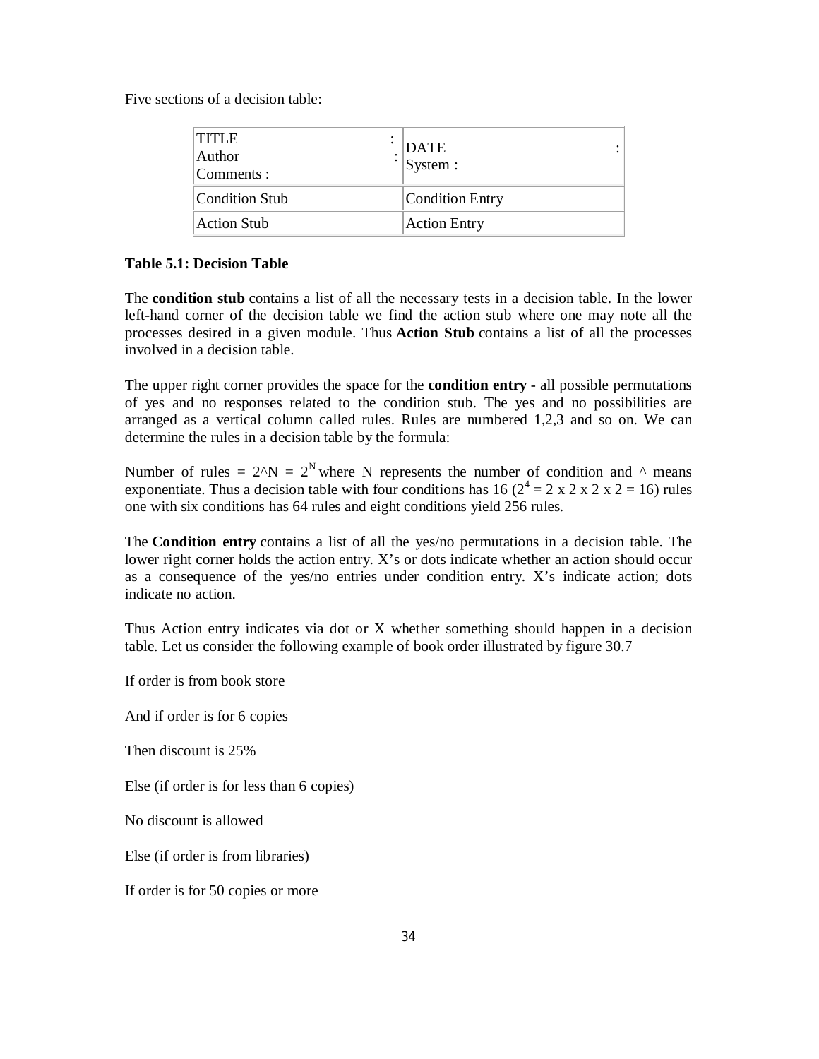Five sections of a decision table:

| TITLE :<br>Author :<br>Comments : | DATE :<br>System : |
|---|---|
| Condition Stub | Condition Entry |
| Action Stub | Action Entry |

**Table 5.1: Decision Table**

The **condition stub** contains a list of all the necessary tests in a decision table. In the lower left-hand corner of the decision table we find the action stub where one may note all the processes desired in a given module. Thus **Action Stub** contains a list of all the processes involved in a decision table.

The upper right corner provides the space for the **condition entry** - all possible permutations of yes and no responses related to the condition stub. The yes and no possibilities are arranged as a vertical column called rules. Rules are numbered 1,2,3 and so on. We can determine the rules in a decision table by the formula:

Number of rules = 2^N = $2^N$ where N represents the number of condition and ^ means exponentiate. Thus a decision table with four conditions has 16 ($2^4 = 2 \times 2 \times 2 \times 2 = 16$) rules one with six conditions has 64 rules and eight conditions yield 256 rules.

The **Condition entry** contains a list of all the yes/no permutations in a decision table. The lower right corner holds the action entry. X's or dots indicate whether an action should occur as a consequence of the yes/no entries under condition entry. X's indicate action; dots indicate no action.

Thus Action entry indicates via dot or X whether something should happen in a decision table. Let us consider the following example of book order illustrated by figure 30.7

If order is from book store

And if order is for 6 copies

Then discount is 25%

Else (if order is for less than 6 copies)

No discount is allowed

Else (if order is from libraries)

If order is for 50 copies or more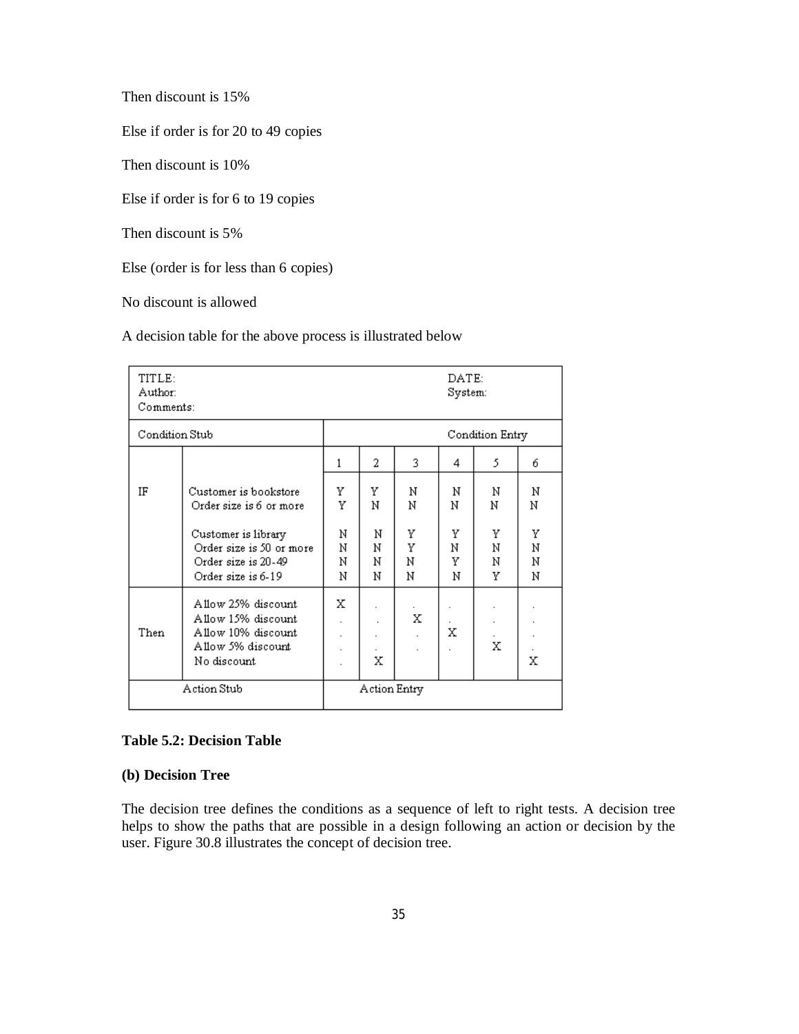Then discount is 15%

Else if order is for 20 to 49 copies

Then discount is 10%

Else if order is for 6 to 19 copies

Then discount is 5%

Else (order is for less than 6 copies)

No discount is allowed

A decision table for the above process is illustrated below

| TITLE:<br>Author:<br>Comments: | | | | | DATE:<br>System: | | |
|---|---|---|---|---|---|---|---|
| Condition Stub | | Condition Entry | | | | | |
| | | 1 | 2 | 3 | 4 | 5 | 6 |
| IF | Customer is bookstore | Y | Y | N | N | N | N |
| | Order size is 6 or more | Y | N | N | N | N | N |
| | Customer is library | N | N | Y | Y | Y | Y |
| | Order size is 50 or more | N | N | Y | N | N | N |
| | Order size is 20-49 | N | N | N | Y | N | N |
| | Order size is 6-19 | N | N | N | N | Y | N |
| Then | Allow 25% discount | X | . | . | . | . | . |
| | Allow 15% discount | . | . | X | . | . | . |
| | Allow 10% discount | . | . | . | X | . | . |
| | Allow 5% discount | . | . | . | . | X | . |
| | No discount | . | X | | | | X |
| Action Stub | | Action Entry | | | | | |

**Table 5.2: Decision Table**

**(b) Decision Tree**

The decision tree defines the conditions as a sequence of left to right tests. A decision tree helps to show the paths that are possible in a design following an action or decision by the user. Figure 30.8 illustrates the concept of decision tree.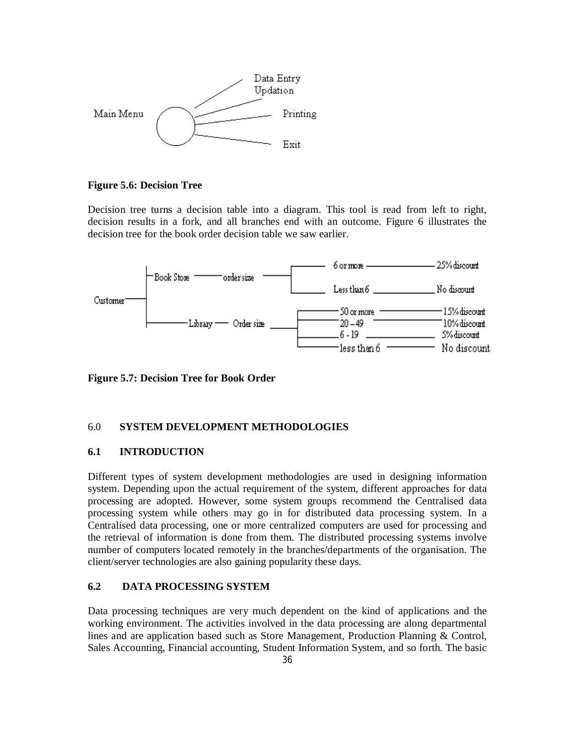**Figure 5.6: Decision Tree**

Decision tree turns a decision table into a diagram. This tool is read from left to right, decision results in a fork, and all branches end with an outcome. Figure 6 illustrates the decision tree for the book order decision table we saw earlier.

**Figure 5.7: Decision Tree for Book Order**

6.0 **SYSTEM DEVELOPMENT METHODOLOGIES**

### 6.1 INTRODUCTION

Different types of system development methodologies are used in designing information system. Depending upon the actual requirement of the system, different approaches for data processing are adopted. However, some system groups recommend the Centralised data processing system while others may go in for distributed data processing system. In a Centralised data processing, one or more centralized computers are used for processing and the retrieval of information is done from them. The distributed processing systems involve number of computers located remotely in the branches/departments of the organisation. The client/server technologies are also gaining popularity these days.

### 6.2 DATA PROCESSING SYSTEM

Data processing techniques are very much dependent on the kind of applications and the working environment. The activities involved in the data processing are along departmental lines and are application based such as Store Management, Production Planning & Control, Sales Accounting, Financial accounting, Student Information System, and so forth. The basic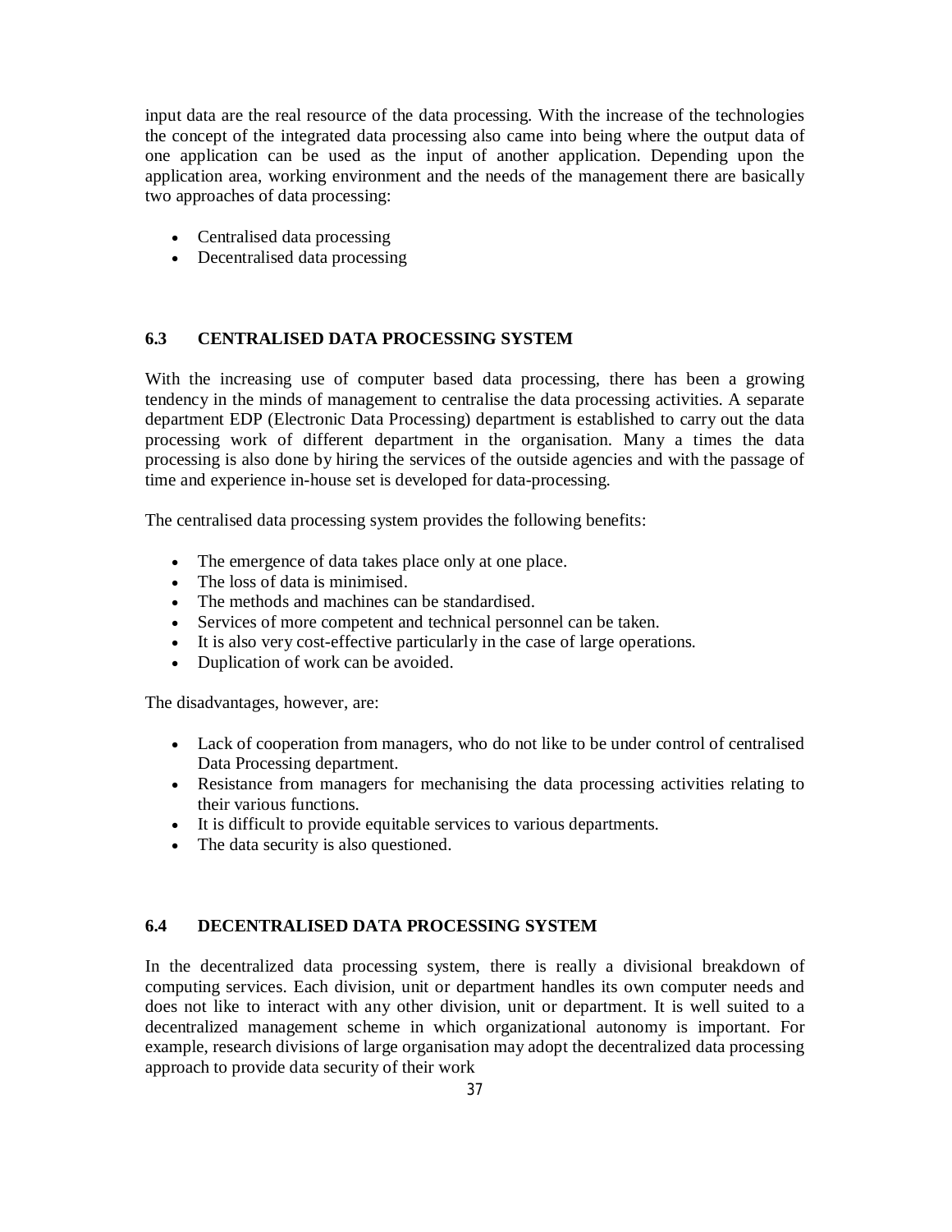input data are the real resource of the data processing. With the increase of the technologies the concept of the integrated data processing also came into being where the output data of one application can be used as the input of another application. Depending upon the application area, working environment and the needs of the management there are basically two approaches of data processing:

- Centralised data processing
- Decentralised data processing

## 6.3 CENTRALISED DATA PROCESSING SYSTEM

With the increasing use of computer based data processing, there has been a growing tendency in the minds of management to centralise the data processing activities. A separate department EDP (Electronic Data Processing) department is established to carry out the data processing work of different department in the organisation. Many a times the data processing is also done by hiring the services of the outside agencies and with the passage of time and experience in-house set is developed for data-processing.

The centralised data processing system provides the following benefits:

- The emergence of data takes place only at one place.
- The loss of data is minimised.
- The methods and machines can be standardised.
- Services of more competent and technical personnel can be taken.
- It is also very cost-effective particularly in the case of large operations.
- Duplication of work can be avoided.

The disadvantages, however, are:

- Lack of cooperation from managers, who do not like to be under control of centralised Data Processing department.
- Resistance from managers for mechanising the data processing activities relating to their various functions.
- It is difficult to provide equitable services to various departments.
- The data security is also questioned.

## 6.4 DECENTRALISED DATA PROCESSING SYSTEM

In the decentralized data processing system, there is really a divisional breakdown of computing services. Each division, unit or department handles its own computer needs and does not like to interact with any other division, unit or department. It is well suited to a decentralized management scheme in which organizational autonomy is important. For example, research divisions of large organisation may adopt the decentralized data processing approach to provide data security of their work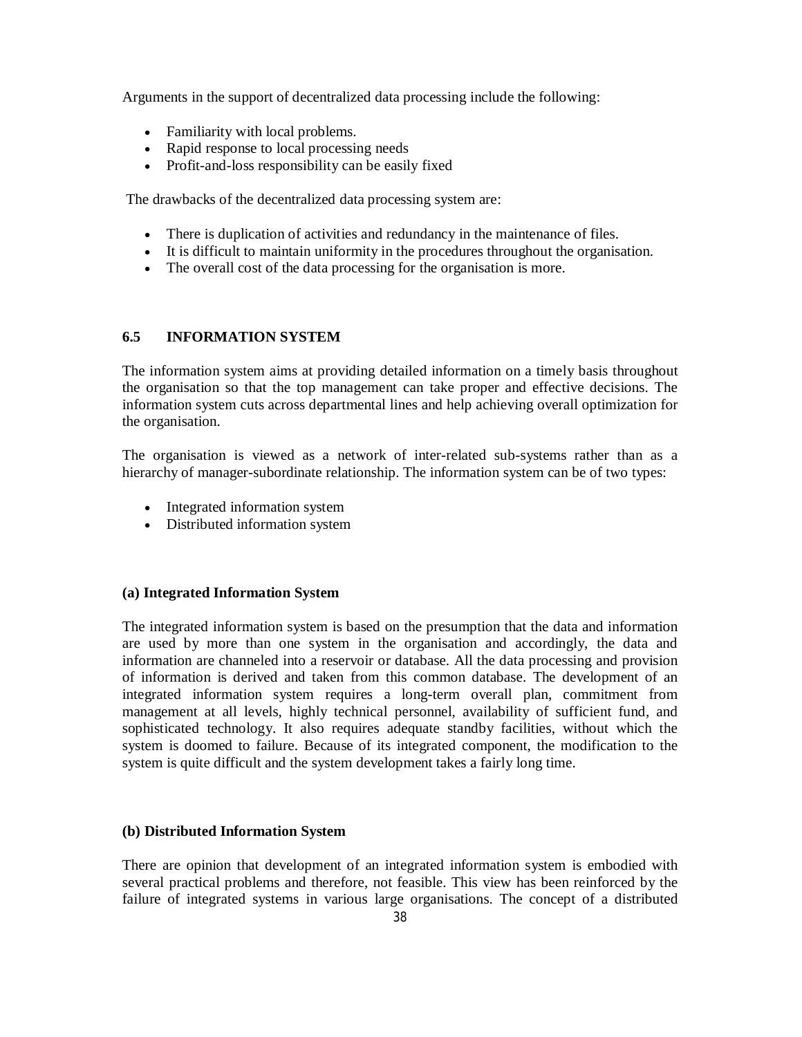Arguments in the support of decentralized data processing include the following:

- Familiarity with local problems.
- Rapid response to local processing needs
- Profit-and-loss responsibility can be easily fixed

The drawbacks of the decentralized data processing system are:

- There is duplication of activities and redundancy in the maintenance of files.
- It is difficult to maintain uniformity in the procedures throughout the organisation.
- The overall cost of the data processing for the organisation is more.

### 6.5 INFORMATION SYSTEM

The information system aims at providing detailed information on a timely basis throughout the organisation so that the top management can take proper and effective decisions. The information system cuts across departmental lines and help achieving overall optimization for the organisation.

The organisation is viewed as a network of inter-related sub-systems rather than as a hierarchy of manager-subordinate relationship. The information system can be of two types:

- Integrated information system
- Distributed information system

#### (a) Integrated Information System

The integrated information system is based on the presumption that the data and information are used by more than one system in the organisation and accordingly, the data and information are channeled into a reservoir or database. All the data processing and provision of information is derived and taken from this common database. The development of an integrated information system requires a long-term overall plan, commitment from management at all levels, highly technical personnel, availability of sufficient fund, and sophisticated technology. It also requires adequate standby facilities, without which the system is doomed to failure. Because of its integrated component, the modification to the system is quite difficult and the system development takes a fairly long time.

#### (b) Distributed Information System

There are opinion that development of an integrated information system is embodied with several practical problems and therefore, not feasible. This view has been reinforced by the failure of integrated systems in various large organisations. The concept of a distributed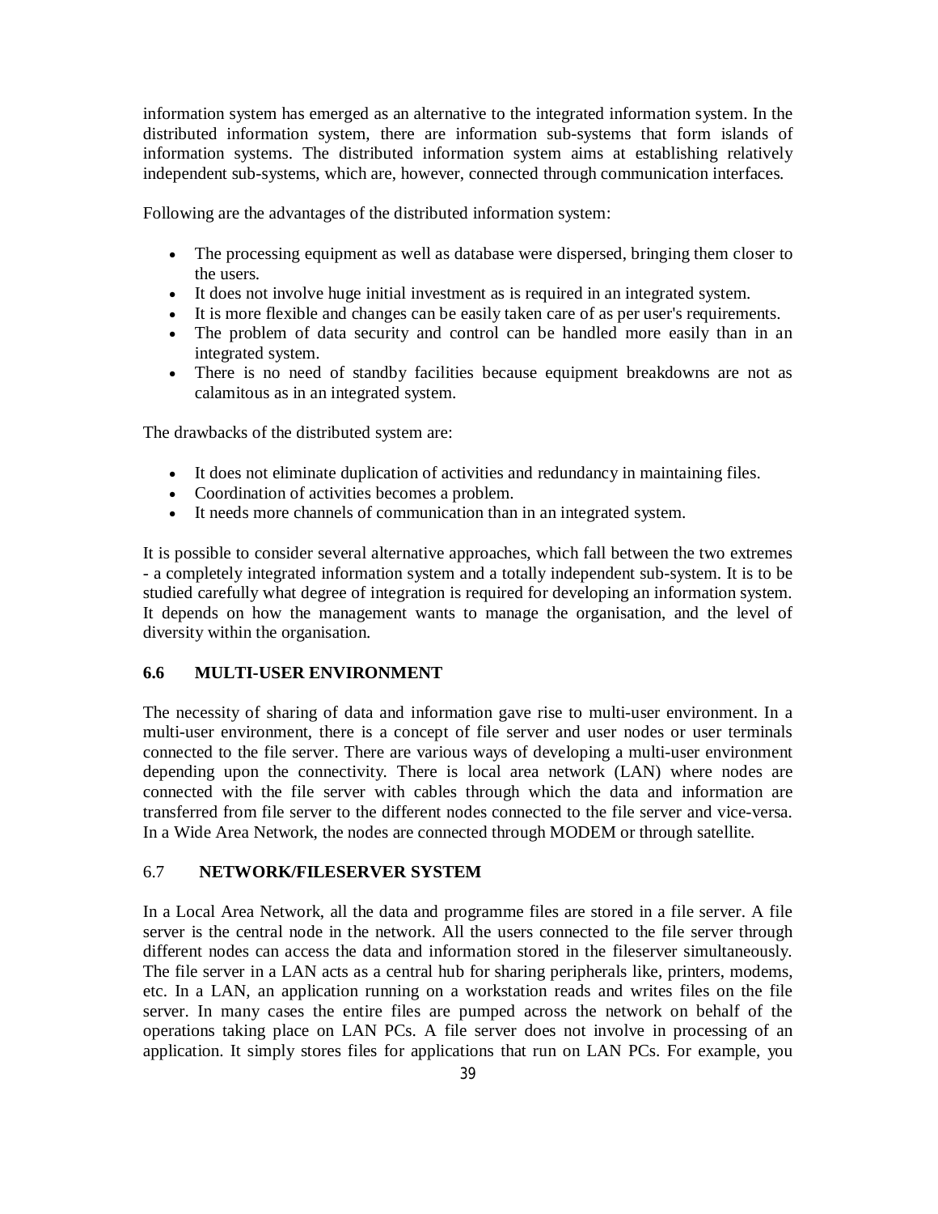information system has emerged as an alternative to the integrated information system. In the distributed information system, there are information sub-systems that form islands of information systems. The distributed information system aims at establishing relatively independent sub-systems, which are, however, connected through communication interfaces.

Following are the advantages of the distributed information system:

- The processing equipment as well as database were dispersed, bringing them closer to the users.
- It does not involve huge initial investment as is required in an integrated system.
- It is more flexible and changes can be easily taken care of as per user's requirements.
- The problem of data security and control can be handled more easily than in an integrated system.
- There is no need of standby facilities because equipment breakdowns are not as calamitous as in an integrated system.

The drawbacks of the distributed system are:

- It does not eliminate duplication of activities and redundancy in maintaining files.
- Coordination of activities becomes a problem.
- It needs more channels of communication than in an integrated system.

It is possible to consider several alternative approaches, which fall between the two extremes - a completely integrated information system and a totally independent sub-system. It is to be studied carefully what degree of integration is required for developing an information system. It depends on how the management wants to manage the organisation, and the level of diversity within the organisation.

## 6.6 MULTI-USER ENVIRONMENT

The necessity of sharing of data and information gave rise to multi-user environment. In a multi-user environment, there is a concept of file server and user nodes or user terminals connected to the file server. There are various ways of developing a multi-user environment depending upon the connectivity. There is local area network (LAN) where nodes are connected with the file server with cables through which the data and information are transferred from file server to the different nodes connected to the file server and vice-versa. In a Wide Area Network, the nodes are connected through MODEM or through satellite.

## 6.7 NETWORK/FILESERVER SYSTEM

In a Local Area Network, all the data and programme files are stored in a file server. A file server is the central node in the network. All the users connected to the file server through different nodes can access the data and information stored in the fileserver simultaneously. The file server in a LAN acts as a central hub for sharing peripherals like, printers, modems, etc. In a LAN, an application running on a workstation reads and writes files on the file server. In many cases the entire files are pumped across the network on behalf of the operations taking place on LAN PCs. A file server does not involve in processing of an application. It simply stores files for applications that run on LAN PCs. For example, you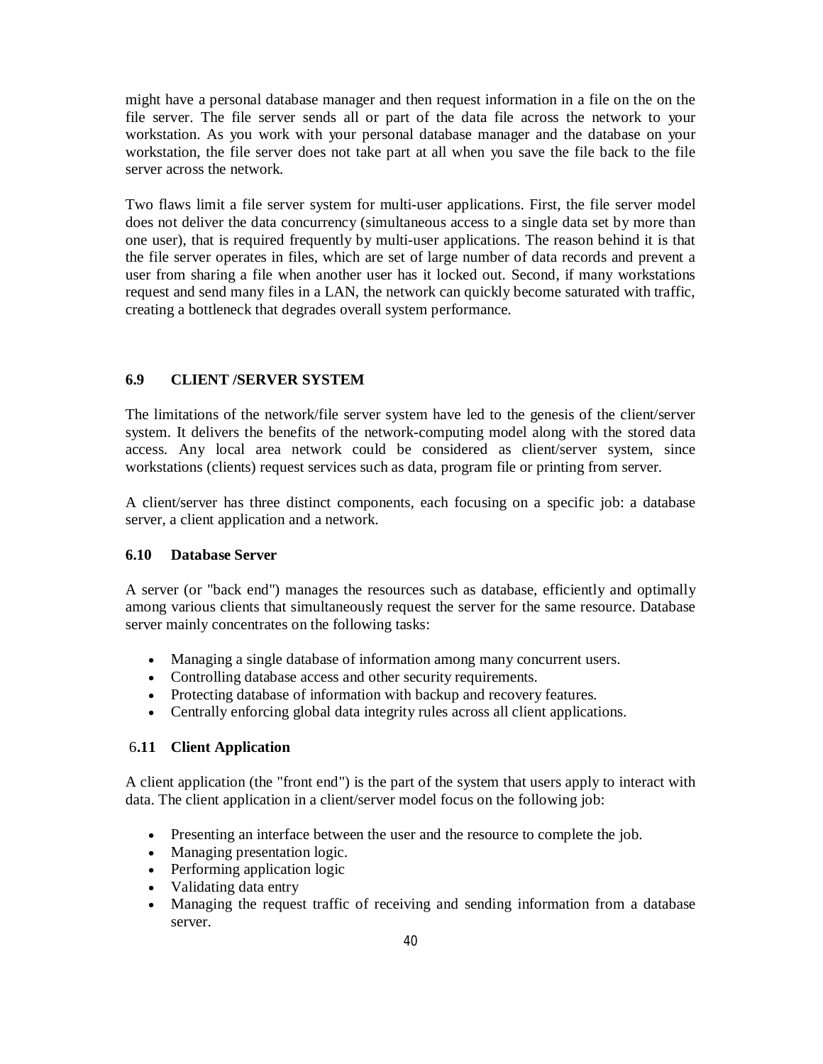might have a personal database manager and then request information in a file on the on the file server. The file server sends all or part of the data file across the network to your workstation. As you work with your personal database manager and the database on your workstation, the file server does not take part at all when you save the file back to the file server across the network.

Two flaws limit a file server system for multi-user applications. First, the file server model does not deliver the data concurrency (simultaneous access to a single data set by more than one user), that is required frequently by multi-user applications. The reason behind it is that the file server operates in files, which are set of large number of data records and prevent a user from sharing a file when another user has it locked out. Second, if many workstations request and send many files in a LAN, the network can quickly become saturated with traffic, creating a bottleneck that degrades overall system performance.

## 6.9 CLIENT /SERVER SYSTEM

The limitations of the network/file server system have led to the genesis of the client/server system. It delivers the benefits of the network-computing model along with the stored data access. Any local area network could be considered as client/server system, since workstations (clients) request services such as data, program file or printing from server.

A client/server has three distinct components, each focusing on a specific job: a database server, a client application and a network.

### 6.10 Database Server

A server (or "back end") manages the resources such as database, efficiently and optimally among various clients that simultaneously request the server for the same resource. Database server mainly concentrates on the following tasks:

- Managing a single database of information among many concurrent users.
- Controlling database access and other security requirements.
- Protecting database of information with backup and recovery features.
- Centrally enforcing global data integrity rules across all client applications.

### 6.11 Client Application

A client application (the "front end") is the part of the system that users apply to interact with data. The client application in a client/server model focus on the following job:

- Presenting an interface between the user and the resource to complete the job.
- Managing presentation logic.
- Performing application logic
- Validating data entry
- Managing the request traffic of receiving and sending information from a database server.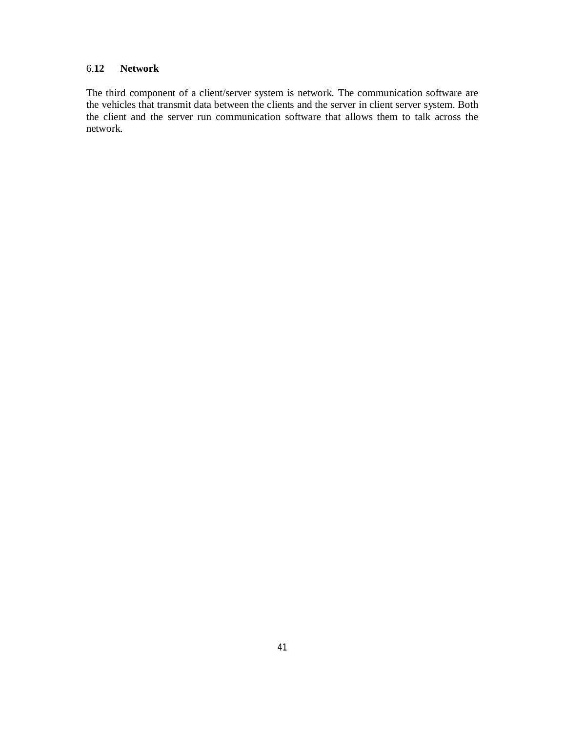### 6.12 Network

The third component of a client/server system is network. The communication software are the vehicles that transmit data between the clients and the server in client server system. Both the client and the server run communication software that allows them to talk across the network.